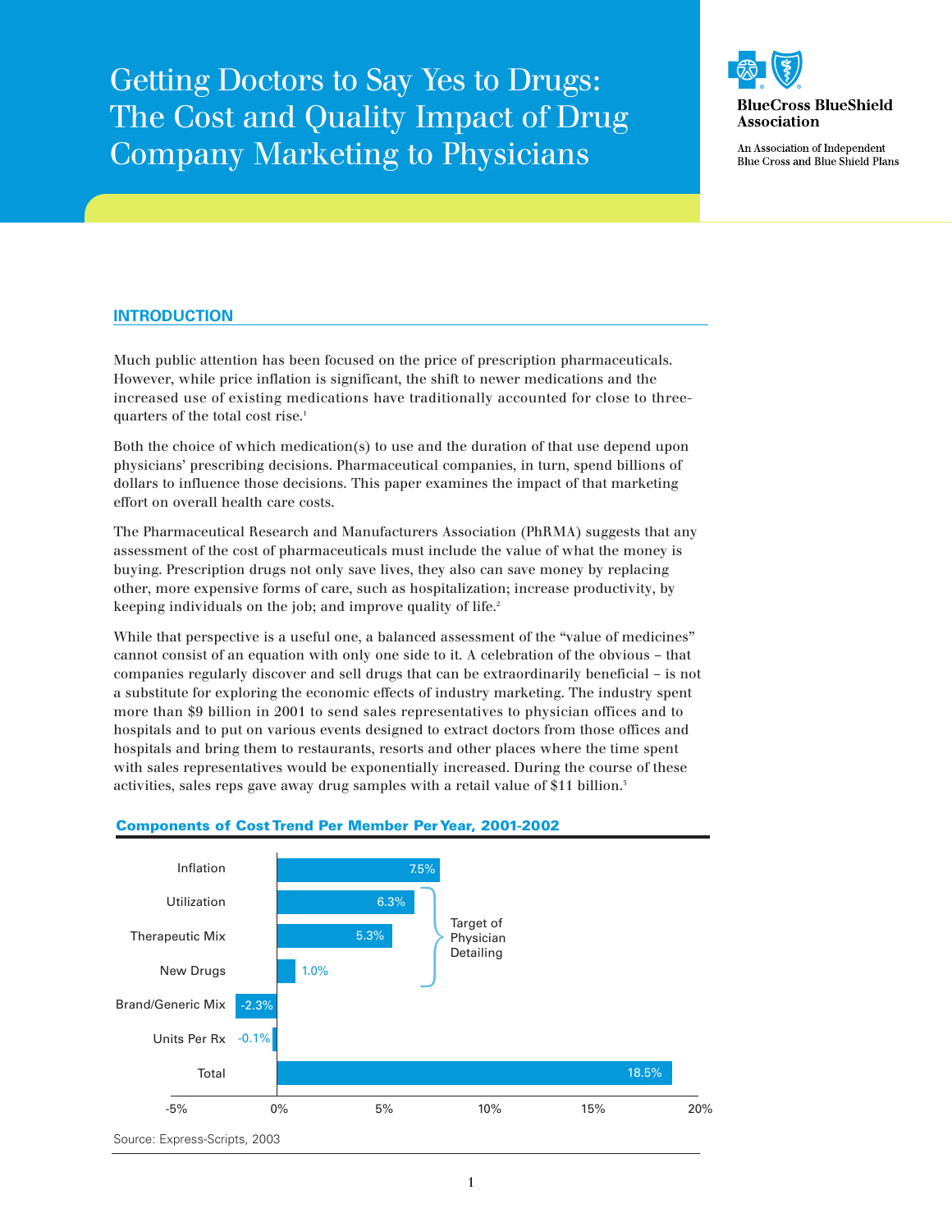# Getting Doctors to Say Yes to Drugs: The Cost and Quality Impact of Drug Company Marketing to Physicians

**BlueCross BlueShield Association**

An Association of Independent Blue Cross and Blue Shield Plans

## INTRODUCTION

Much public attention has been focused on the price of prescription pharmaceuticals. However, while price inflation is significant, the shift to newer medications and the increased use of existing medications have traditionally accounted for close to three-quarters of the total cost rise.[1]

Both the choice of which medication(s) to use and the duration of that use depend upon physicians' prescribing decisions. Pharmaceutical companies, in turn, spend billions of dollars to influence those decisions. This paper examines the impact of that marketing effort on overall health care costs.

The Pharmaceutical Research and Manufacturers Association (PhRMA) suggests that any assessment of the cost of pharmaceuticals must include the value of what the money is buying. Prescription drugs not only save lives, they also can save money by replacing other, more expensive forms of care, such as hospitalization; increase productivity, by keeping individuals on the job; and improve quality of life.[2]

While that perspective is a useful one, a balanced assessment of the "value of medicines" cannot consist of an equation with only one side to it. A celebration of the obvious – that companies regularly discover and sell drugs that can be extraordinarily beneficial – is not a substitute for exploring the economic effects of industry marketing. The industry spent more than $9 billion in 2001 to send sales representatives to physician offices and to hospitals and to put on various events designed to extract doctors from those offices and hospitals and bring them to restaurants, resorts and other places where the time spent with sales representatives would be exponentially increased. During the course of these activities, sales reps gave away drug samples with a retail value of $11 billion.[3]

**Components of Cost Trend Per Member Per Year, 2001-2002**

| Component | Percent |
|---|---|
| Inflation | 7.5% |
| Utilization* | 6.3% |
| Therapeutic Mix* | 5.3% |
| New Drugs* | 1.0% |
| Brand/Generic Mix | -2.3% |
| Units Per Rx | -0.1% |
| Total | 18.5% |

*Target of Physician Detailing

Source: Express-Scripts, 2003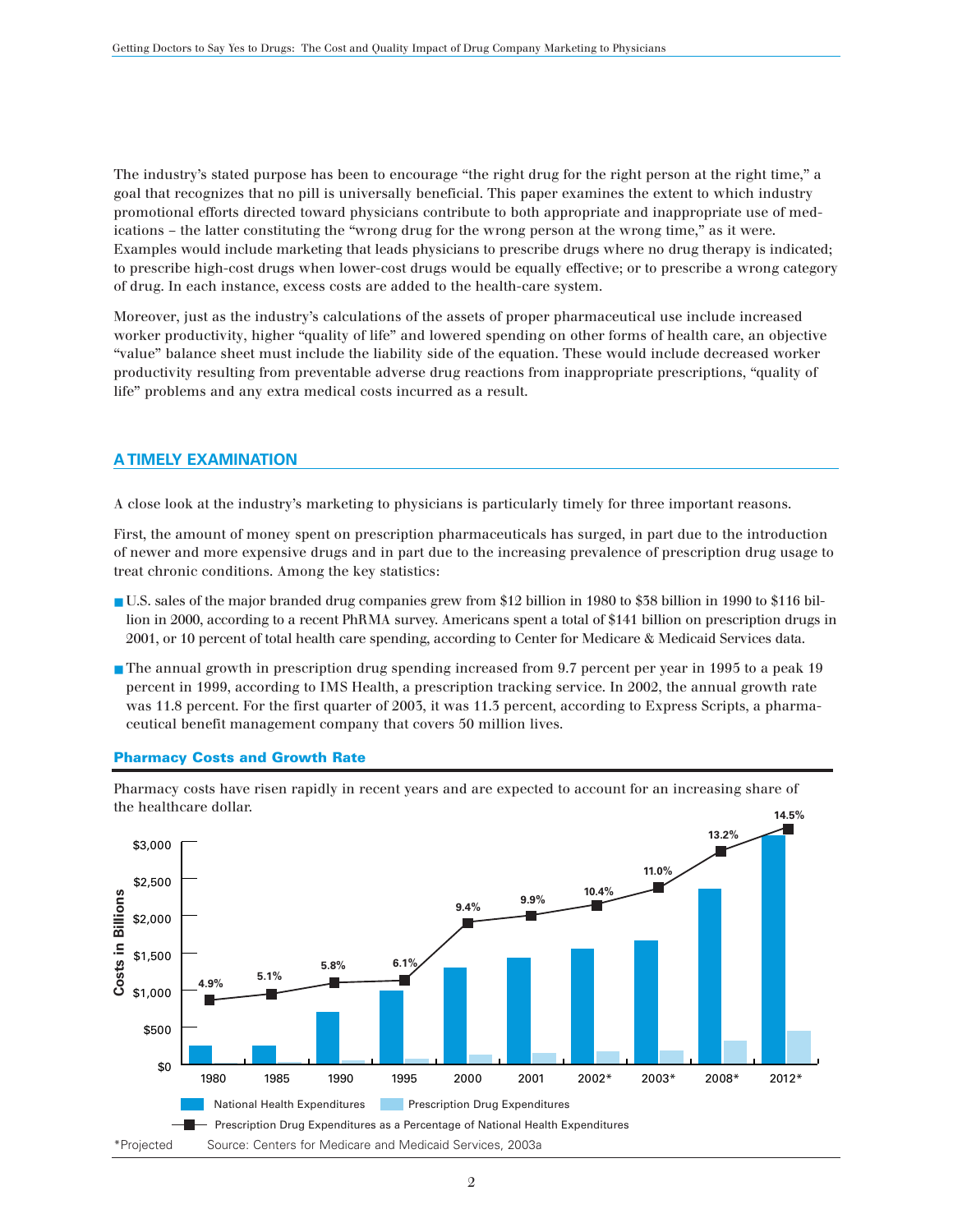The industry's stated purpose has been to encourage "the right drug for the right person at the right time," a goal that recognizes that no pill is universally beneficial. This paper examines the extent to which industry promotional efforts directed toward physicians contribute to both appropriate and inappropriate use of medications – the latter constituting the "wrong drug for the wrong person at the wrong time," as it were. Examples would include marketing that leads physicians to prescribe drugs where no drug therapy is indicated; to prescribe high-cost drugs when lower-cost drugs would be equally effective; or to prescribe a wrong category of drug. In each instance, excess costs are added to the health-care system.

Moreover, just as the industry's calculations of the assets of proper pharmaceutical use include increased worker productivity, higher "quality of life" and lowered spending on other forms of health care, an objective "value" balance sheet must include the liability side of the equation. These would include decreased worker productivity resulting from preventable adverse drug reactions from inappropriate prescriptions, "quality of life" problems and any extra medical costs incurred as a result.

## A TIMELY EXAMINATION

A close look at the industry's marketing to physicians is particularly timely for three important reasons.

First, the amount of money spent on prescription pharmaceuticals has surged, in part due to the introduction of newer and more expensive drugs and in part due to the increasing prevalence of prescription drug usage to treat chronic conditions. Among the key statistics:

- U.S. sales of the major branded drug companies grew from $12 billion in 1980 to $38 billion in 1990 to $116 billion in 2000, according to a recent PhRMA survey. Americans spent a total of $141 billion on prescription drugs in 2001, or 10 percent of total health care spending, according to Center for Medicare & Medicaid Services data.
- The annual growth in prescription drug spending increased from 9.7 percent per year in 1995 to a peak 19 percent in 1999, according to IMS Health, a prescription tracking service. In 2002, the annual growth rate was 11.8 percent. For the first quarter of 2003, it was 11.3 percent, according to Express Scripts, a pharmaceutical benefit management company that covers 50 million lives.

### Pharmacy Costs and Growth Rate

Pharmacy costs have risen rapidly in recent years and are expected to account for an increasing share of the healthcare dollar.

| Year | Prescription Drug Expenditures as a Percentage of National Health Expenditures |
|---|---|
| 1980 | 4.9% |
| 1985 | 5.1% |
| 1990 | 5.8% |
| 1995 | 6.1% |
| 2000 | 9.4% |
| 2001 | 9.9% |
| 2002* | 10.4% |
| 2003* | 11.0% |
| 2008* | 13.2% |
| 2012* | 14.5% |

Costs in Billions: National Health Expenditures; Prescription Drug Expenditures; Prescription Drug Expenditures as a Percentage of National Health Expenditures

*Projected Source: Centers for Medicare and Medicaid Services, 2003a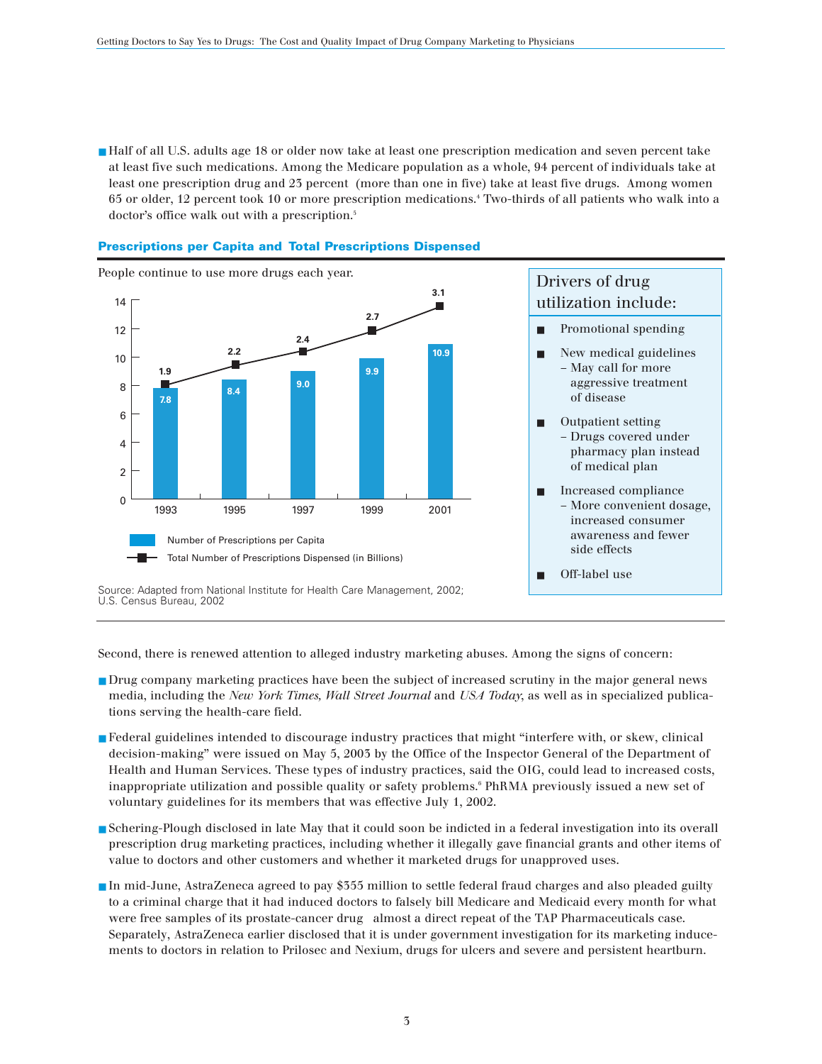- Half of all U.S. adults age 18 or older now take at least one prescription medication and seven percent take at least five such medications. Among the Medicare population as a whole, 94 percent of individuals take at least one prescription drug and 23 percent (more than one in five) take at least five drugs. Among women 65 or older, 12 percent took 10 or more prescription medications.[4] Two-thirds of all patients who walk into a doctor's office walk out with a prescription.[5]

**Prescriptions per Capita and Total Prescriptions Dispensed**

People continue to use more drugs each year.

| Year | Number of Prescriptions per Capita | Total Number of Prescriptions Dispensed (in Billions) |
|---|---|---|
| 1993 | 7.8 | 1.9 |
| 1995 | 8.4 | 2.2 |
| 1997 | 9.0 | 2.4 |
| 1999 | 9.9 | 2.7 |
| 2001 | 10.9 | 3.1 |

Source: Adapted from National Institute for Health Care Management, 2002; U.S. Census Bureau, 2002

**Drivers of drug utilization include:**

- Promotional spending
- New medical guidelines
  - May call for more aggressive treatment of disease
- Outpatient setting
  - Drugs covered under pharmacy plan instead of medical plan
- Increased compliance
  - More convenient dosage, increased consumer awareness and fewer side effects
- Off-label use

Second, there is renewed attention to alleged industry marketing abuses. Among the signs of concern:

- Drug company marketing practices have been the subject of increased scrutiny in the major general news media, including the *New York Times, Wall Street Journal* and *USA Today*, as well as in specialized publications serving the health-care field.

- Federal guidelines intended to discourage industry practices that might "interfere with, or skew, clinical decision-making" were issued on May 5, 2003 by the Office of the Inspector General of the Department of Health and Human Services. These types of industry practices, said the OIG, could lead to increased costs, inappropriate utilization and possible quality or safety problems.[6] PhRMA previously issued a new set of voluntary guidelines for its members that was effective July 1, 2002.

- Schering-Plough disclosed in late May that it could soon be indicted in a federal investigation into its overall prescription drug marketing practices, including whether it illegally gave financial grants and other items of value to doctors and other customers and whether it marketed drugs for unapproved uses.

- In mid-June, AstraZeneca agreed to pay $355 million to settle federal fraud charges and also pleaded guilty to a criminal charge that it had induced doctors to falsely bill Medicare and Medicaid every month for what were free samples of its prostate-cancer drug almost a direct repeat of the TAP Pharmaceuticals case. Separately, AstraZeneca earlier disclosed that it is under government investigation for its marketing inducements to doctors in relation to Prilosec and Nexium, drugs for ulcers and severe and persistent heartburn.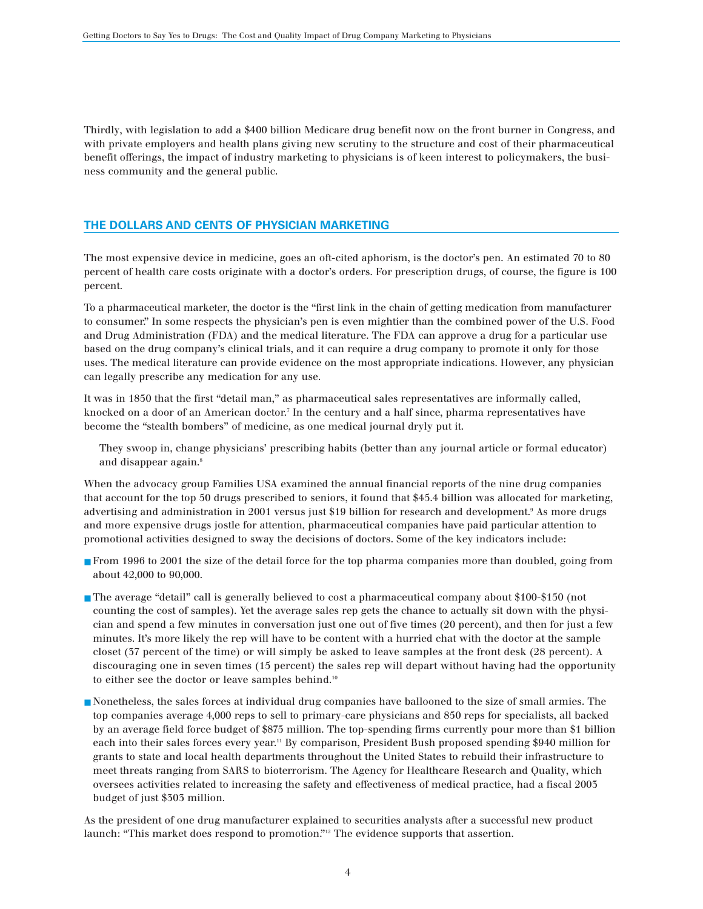Thirdly, with legislation to add a $400 billion Medicare drug benefit now on the front burner in Congress, and with private employers and health plans giving new scrutiny to the structure and cost of their pharmaceutical benefit offerings, the impact of industry marketing to physicians is of keen interest to policymakers, the business community and the general public.

## THE DOLLARS AND CENTS OF PHYSICIAN MARKETING

The most expensive device in medicine, goes an oft-cited aphorism, is the doctor's pen. An estimated 70 to 80 percent of health care costs originate with a doctor's orders. For prescription drugs, of course, the figure is 100 percent.

To a pharmaceutical marketer, the doctor is the "first link in the chain of getting medication from manufacturer to consumer." In some respects the physician's pen is even mightier than the combined power of the U.S. Food and Drug Administration (FDA) and the medical literature. The FDA can approve a drug for a particular use based on the drug company's clinical trials, and it can require a drug company to promote it only for those uses. The medical literature can provide evidence on the most appropriate indications. However, any physician can legally prescribe any medication for any use.

It was in 1850 that the first "detail man," as pharmaceutical sales representatives are informally called, knocked on a door of an American doctor.[7] In the century and a half since, pharma representatives have become the "stealth bombers" of medicine, as one medical journal dryly put it.

> They swoop in, change physicians' prescribing habits (better than any journal article or formal educator) and disappear again.[8]

When the advocacy group Families USA examined the annual financial reports of the nine drug companies that account for the top 50 drugs prescribed to seniors, it found that $45.4 billion was allocated for marketing, advertising and administration in 2001 versus just $19 billion for research and development.[9] As more drugs and more expensive drugs jostle for attention, pharmaceutical companies have paid particular attention to promotional activities designed to sway the decisions of doctors. Some of the key indicators include:

- From 1996 to 2001 the size of the detail force for the top pharma companies more than doubled, going from about 42,000 to 90,000.
- The average "detail" call is generally believed to cost a pharmaceutical company about $100-$150 (not counting the cost of samples). Yet the average sales rep gets the chance to actually sit down with the physician and spend a few minutes in conversation just one out of five times (20 percent), and then for just a few minutes. It's more likely the rep will have to be content with a hurried chat with the doctor at the sample closet (37 percent of the time) or will simply be asked to leave samples at the front desk (28 percent). A discouraging one in seven times (15 percent) the sales rep will depart without having had the opportunity to either see the doctor or leave samples behind.[10]
- Nonetheless, the sales forces at individual drug companies have ballooned to the size of small armies. The top companies average 4,000 reps to sell to primary-care physicians and 850 reps for specialists, all backed by an average field force budget of $875 million. The top-spending firms currently pour more than $1 billion each into their sales forces every year.[11] By comparison, President Bush proposed spending $940 million for grants to state and local health departments throughout the United States to rebuild their infrastructure to meet threats ranging from SARS to bioterrorism. The Agency for Healthcare Research and Quality, which oversees activities related to increasing the safety and effectiveness of medical practice, had a fiscal 2003 budget of just $303 million.

As the president of one drug manufacturer explained to securities analysts after a successful new product launch: "This market does respond to promotion."[12] The evidence supports that assertion.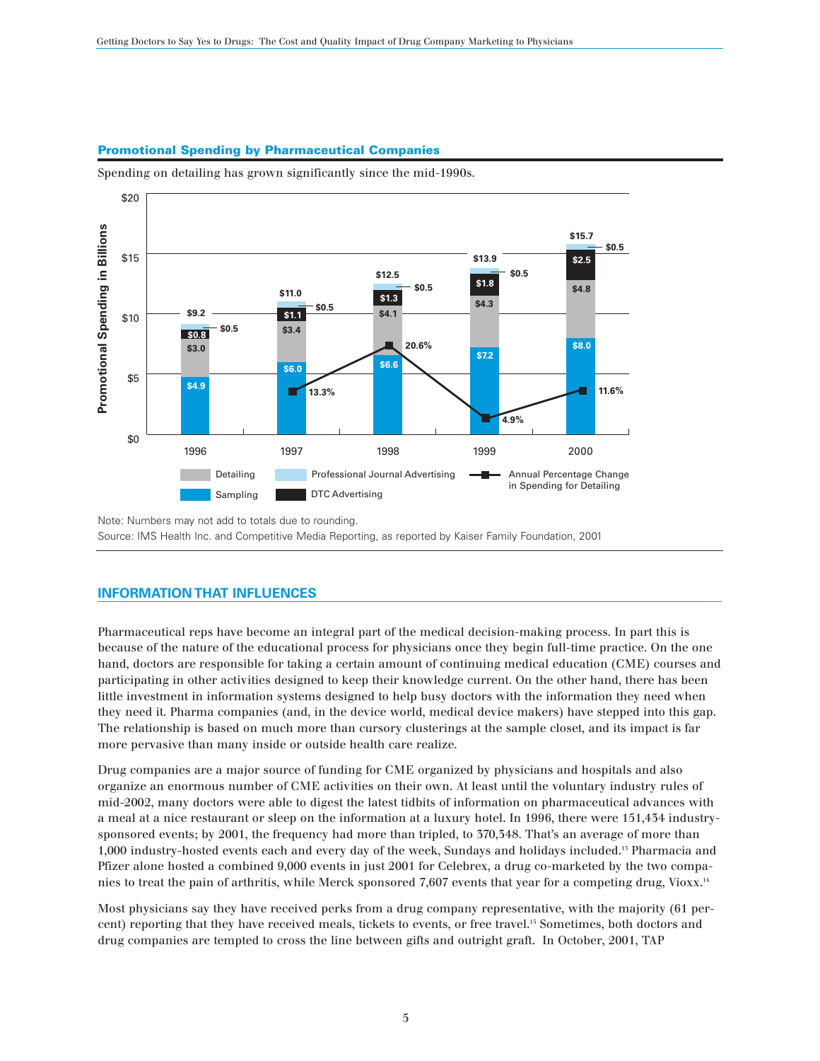**Promotional Spending by Pharmaceutical Companies**

Spending on detailing has grown significantly since the mid-1990s.

| Year | Sampling | Detailing | DTC Advertising | Professional Journal Advertising | Total | Annual Percentage Change in Spending for Detailing |
|---|---|---|---|---|---|---|
| 1996 | $4.9 | $3.0 | $0.8 | $0.5 | $9.2 | |
| 1997 | $6.0 | $3.4 | $1.1 | $0.5 | $11.0 | 13.3% |
| 1998 | $6.6 | $4.1 | $1.3 | $0.5 | $12.5 | 20.6% |
| 1999 | $7.2 | $4.3 | $1.8 | $0.5 | $13.9 | 4.9% |
| 2000 | $8.0 | $4.8 | $2.5 | $0.5 | $15.7 | 11.6% |

Promotional Spending in Billions

Note: Numbers may not add to totals due to rounding.
Source: IMS Health Inc. and Competitive Media Reporting, as reported by Kaiser Family Foundation, 2001

## INFORMATION THAT INFLUENCES

Pharmaceutical reps have become an integral part of the medical decision-making process. In part this is because of the nature of the educational process for physicians once they begin full-time practice. On the one hand, doctors are responsible for taking a certain amount of continuing medical education (CME) courses and participating in other activities designed to keep their knowledge current. On the other hand, there has been little investment in information systems designed to help busy doctors with the information they need when they need it. Pharma companies (and, in the device world, medical device makers) have stepped into this gap. The relationship is based on much more than cursory clusterings at the sample closet, and its impact is far more pervasive than many inside or outside health care realize.

Drug companies are a major source of funding for CME organized by physicians and hospitals and also organize an enormous number of CME activities on their own. At least until the voluntary industry rules of mid-2002, many doctors were able to digest the latest tidbits of information on pharmaceutical advances with a meal at a nice restaurant or sleep on the information at a luxury hotel. In 1996, there were 151,434 industry-sponsored events; by 2001, the frequency had more than tripled, to 370,348. That's an average of more than 1,000 industry-hosted events each and every day of the week, Sundays and holidays included.[13] Pharmacia and Pfizer alone hosted a combined 9,000 events in just 2001 for Celebrex, a drug co-marketed by the two companies to treat the pain of arthritis, while Merck sponsored 7,607 events that year for a competing drug, Vioxx.[14]

Most physicians say they have received perks from a drug company representative, with the majority (61 percent) reporting that they have received meals, tickets to events, or free travel.[15] Sometimes, both doctors and drug companies are tempted to cross the line between gifts and outright graft. In October, 2001, TAP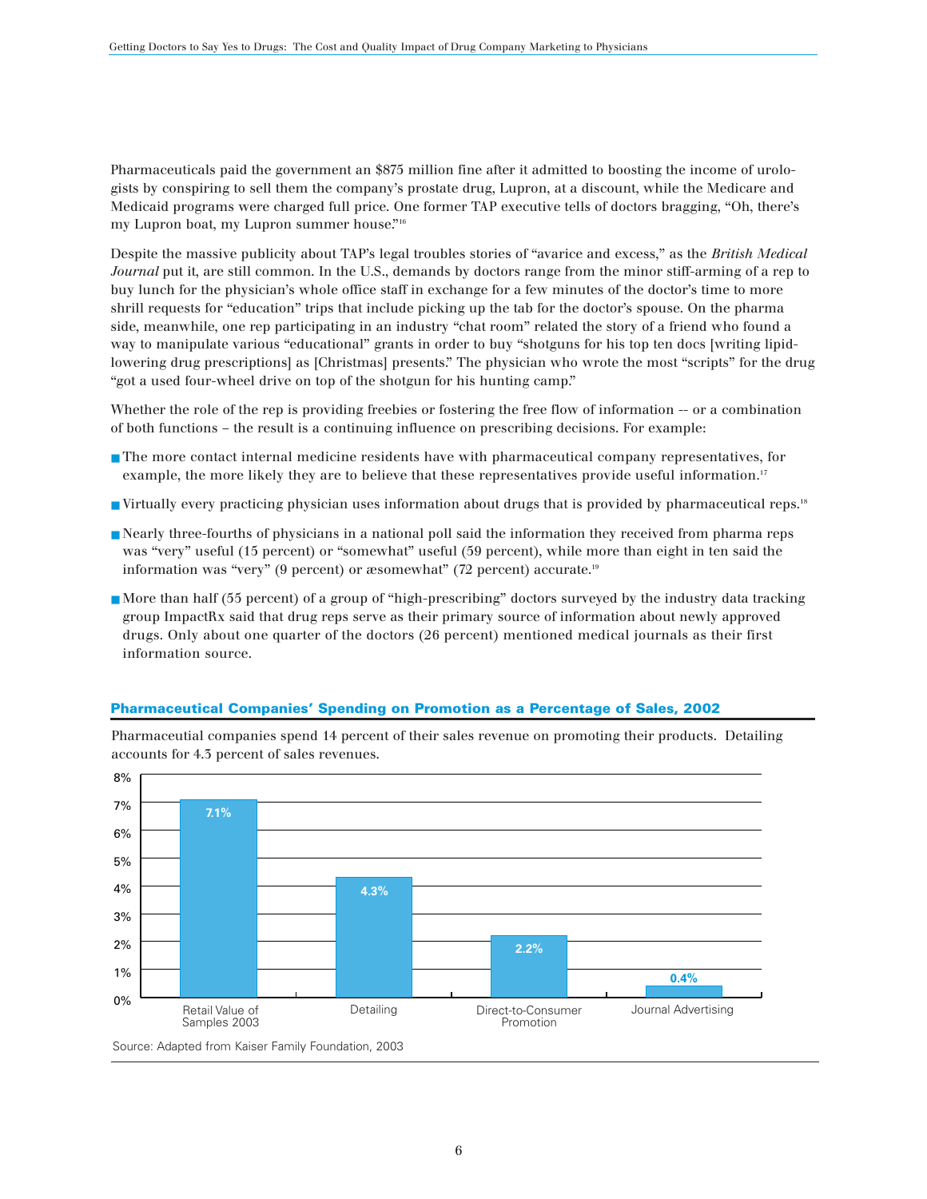Pharmaceuticals paid the government an $875 million fine after it admitted to boosting the income of urologists by conspiring to sell them the company's prostate drug, Lupron, at a discount, while the Medicare and Medicaid programs were charged full price. One former TAP executive tells of doctors bragging, "Oh, there's my Lupron boat, my Lupron summer house."[16]

Despite the massive publicity about TAP's legal troubles stories of "avarice and excess," as the *British Medical Journal* put it, are still common. In the U.S., demands by doctors range from the minor stiff-arming of a rep to buy lunch for the physician's whole office staff in exchange for a few minutes of the doctor's time to more shrill requests for "education" trips that include picking up the tab for the doctor's spouse. On the pharma side, meanwhile, one rep participating in an industry "chat room" related the story of a friend who found a way to manipulate various "educational" grants in order to buy "shotguns for his top ten docs [writing lipid-lowering drug prescriptions] as [Christmas] presents." The physician who wrote the most "scripts" for the drug "got a used four-wheel drive on top of the shotgun for his hunting camp."

Whether the role of the rep is providing freebies or fostering the free flow of information -- or a combination of both functions – the result is a continuing influence on prescribing decisions. For example:

- The more contact internal medicine residents have with pharmaceutical company representatives, for example, the more likely they are to believe that these representatives provide useful information.[17]
- Virtually every practicing physician uses information about drugs that is provided by pharmaceutical reps.[18]
- Nearly three-fourths of physicians in a national poll said the information they received from pharma reps was "very" useful (15 percent) or "somewhat" useful (59 percent), while more than eight in ten said the information was "very" (9 percent) or æsomewhat" (72 percent) accurate.[19]
- More than half (55 percent) of a group of "high-prescribing" doctors surveyed by the industry data tracking group ImpactRx said that drug reps serve as their primary source of information about newly approved drugs. Only about one quarter of the doctors (26 percent) mentioned medical journals as their first information source.

### Pharmaceutical Companies' Spending on Promotion as a Percentage of Sales, 2002

Pharmaceutial companies spend 14 percent of their sales revenue on promoting their products. Detailing accounts for 4.3 percent of sales revenues.

| Category | Percentage of Sales |
|---|---|
| Retail Value of Samples 2003 | 7.1% |
| Detailing | 4.3% |
| Direct-to-Consumer Promotion | 2.2% |
| Journal Advertising | 0.4% |

Source: Adapted from Kaiser Family Foundation, 2003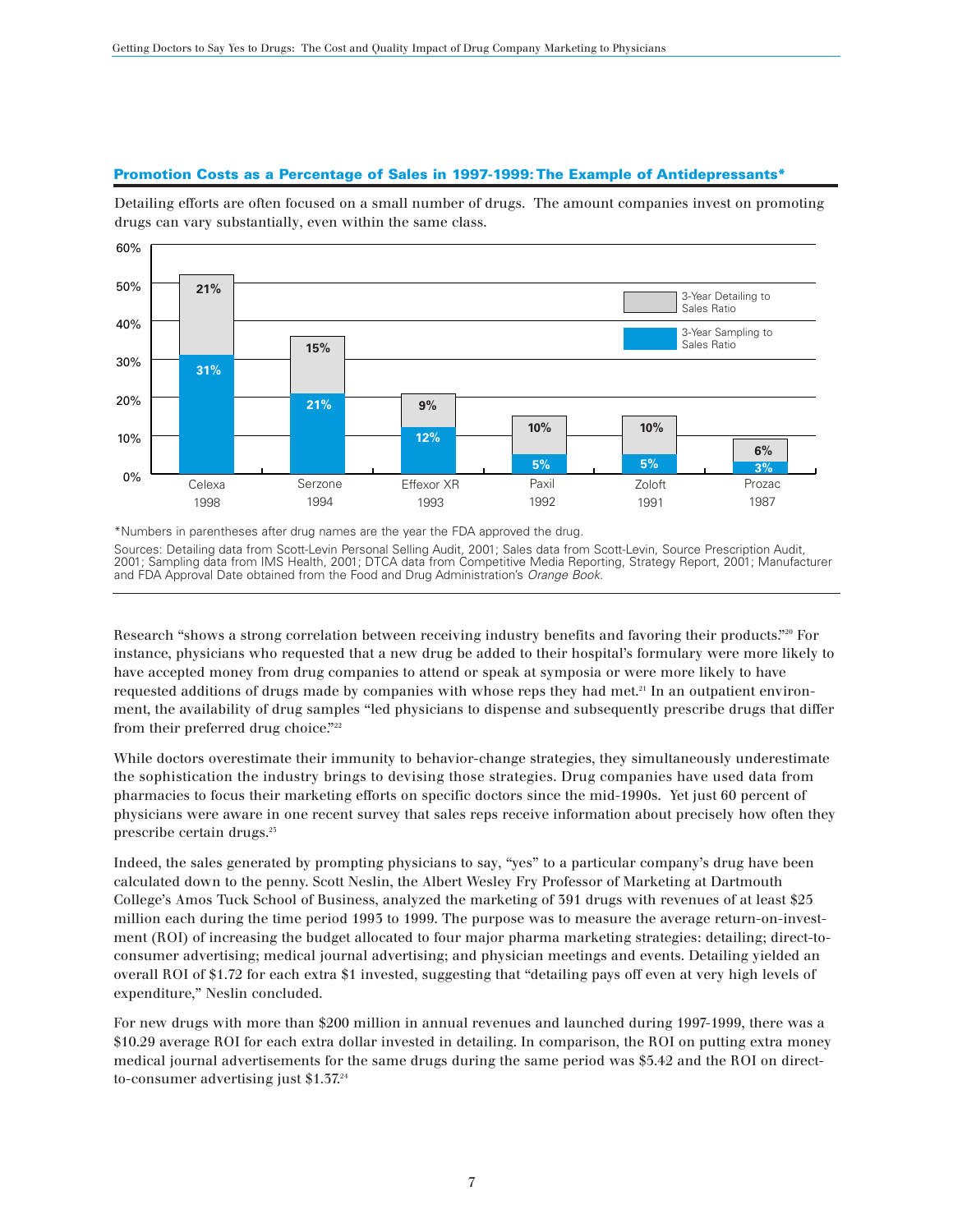### Promotion Costs as a Percentage of Sales in 1997-1999: The Example of Antidepressants*

Detailing efforts are often focused on a small number of drugs. The amount companies invest on promoting drugs can vary substantially, even within the same class.

| Drug (FDA approval year) | 3-Year Sampling to Sales Ratio | 3-Year Detailing to Sales Ratio |
|---|---|---|
| Celexa 1998 | 31% | 21% |
| Serzone 1994 | 21% | 15% |
| Effexor XR 1993 | 12% | 9% |
| Paxil 1992 | 5% | 10% |
| Zoloft 1991 | 5% | 10% |
| Prozac 1987 | 3% | 6% |

*Numbers in parentheses after drug names are the year the FDA approved the drug.

Sources: Detailing data from Scott-Levin Personal Selling Audit, 2001; Sales data from Scott-Levin, Source Prescription Audit, 2001; Sampling data from IMS Health, 2001; DTCA data from Competitive Media Reporting, Strategy Report, 2001; Manufacturer and FDA Approval Date obtained from the Food and Drug Administration's *Orange Book*.

Research "shows a strong correlation between receiving industry benefits and favoring their products."[20] For instance, physicians who requested that a new drug be added to their hospital's formulary were more likely to have accepted money from drug companies to attend or speak at symposia or were more likely to have requested additions of drugs made by companies with whose reps they had met.[21] In an outpatient environment, the availability of drug samples "led physicians to dispense and subsequently prescribe drugs that differ from their preferred drug choice."[22]

While doctors overestimate their immunity to behavior-change strategies, they simultaneously underestimate the sophistication the industry brings to devising those strategies. Drug companies have used data from pharmacies to focus their marketing efforts on specific doctors since the mid-1990s. Yet just 60 percent of physicians were aware in one recent survey that sales reps receive information about precisely how often they prescribe certain drugs.[23]

Indeed, the sales generated by prompting physicians to say, "yes" to a particular company's drug have been calculated down to the penny. Scott Neslin, the Albert Wesley Fry Professor of Marketing at Dartmouth College's Amos Tuck School of Business, analyzed the marketing of 391 drugs with revenues of at least $25 million each during the time period 1995 to 1999. The purpose was to measure the average return-on-investment (ROI) of increasing the budget allocated to four major pharma marketing strategies: detailing; direct-to-consumer advertising; medical journal advertising; and physician meetings and events. Detailing yielded an overall ROI of $1.72 for each extra $1 invested, suggesting that "detailing pays off even at very high levels of expenditure," Neslin concluded.

For new drugs with more than $200 million in annual revenues and launched during 1997-1999, there was a $10.29 average ROI for each extra dollar invested in detailing. In comparison, the ROI on putting extra money medical journal advertisements for the same drugs during the same period was $5.42 and the ROI on direct-to-consumer advertising just $1.37.[24]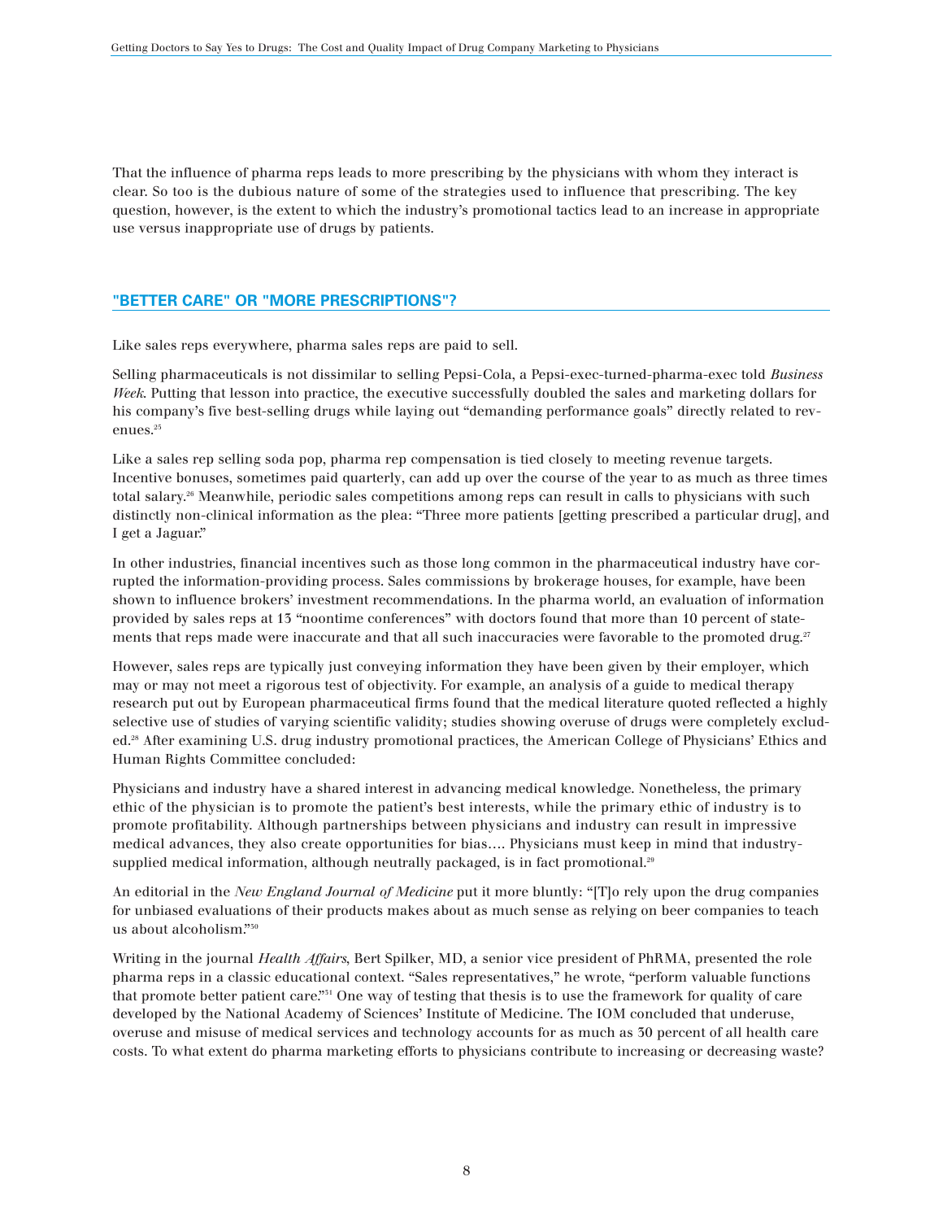That the influence of pharma reps leads to more prescribing by the physicians with whom they interact is clear. So too is the dubious nature of some of the strategies used to influence that prescribing. The key question, however, is the extent to which the industry's promotional tactics lead to an increase in appropriate use versus inappropriate use of drugs by patients.

## "BETTER CARE" OR "MORE PRESCRIPTIONS"?

Like sales reps everywhere, pharma sales reps are paid to sell.

Selling pharmaceuticals is not dissimilar to selling Pepsi-Cola, a Pepsi-exec-turned-pharma-exec told *Business Week*. Putting that lesson into practice, the executive successfully doubled the sales and marketing dollars for his company's five best-selling drugs while laying out "demanding performance goals" directly related to revenues.[25]

Like a sales rep selling soda pop, pharma rep compensation is tied closely to meeting revenue targets. Incentive bonuses, sometimes paid quarterly, can add up over the course of the year to as much as three times total salary.[26] Meanwhile, periodic sales competitions among reps can result in calls to physicians with such distinctly non-clinical information as the plea: "Three more patients [getting prescribed a particular drug], and I get a Jaguar."

In other industries, financial incentives such as those long common in the pharmaceutical industry have corrupted the information-providing process. Sales commissions by brokerage houses, for example, have been shown to influence brokers' investment recommendations. In the pharma world, an evaluation of information provided by sales reps at 13 "noontime conferences" with doctors found that more than 10 percent of statements that reps made were inaccurate and that all such inaccuracies were favorable to the promoted drug.[27]

However, sales reps are typically just conveying information they have been given by their employer, which may or may not meet a rigorous test of objectivity. For example, an analysis of a guide to medical therapy research put out by European pharmaceutical firms found that the medical literature quoted reflected a highly selective use of studies of varying scientific validity; studies showing overuse of drugs were completely excluded.[28] After examining U.S. drug industry promotional practices, the American College of Physicians' Ethics and Human Rights Committee concluded:

Physicians and industry have a shared interest in advancing medical knowledge. Nonetheless, the primary ethic of the physician is to promote the patient's best interests, while the primary ethic of industry is to promote profitability. Although partnerships between physicians and industry can result in impressive medical advances, they also create opportunities for bias…. Physicians must keep in mind that industry-supplied medical information, although neutrally packaged, is in fact promotional.[29]

An editorial in the *New England Journal of Medicine* put it more bluntly: "[T]o rely upon the drug companies for unbiased evaluations of their products makes about as much sense as relying on beer companies to teach us about alcoholism."[30]

Writing in the journal *Health Affairs*, Bert Spilker, MD, a senior vice president of PhRMA, presented the role pharma reps in a classic educational context. "Sales representatives," he wrote, "perform valuable functions that promote better patient care."[31] One way of testing that thesis is to use the framework for quality of care developed by the National Academy of Sciences' Institute of Medicine. The IOM concluded that underuse, overuse and misuse of medical services and technology accounts for as much as 30 percent of all health care costs. To what extent do pharma marketing efforts to physicians contribute to increasing or decreasing waste?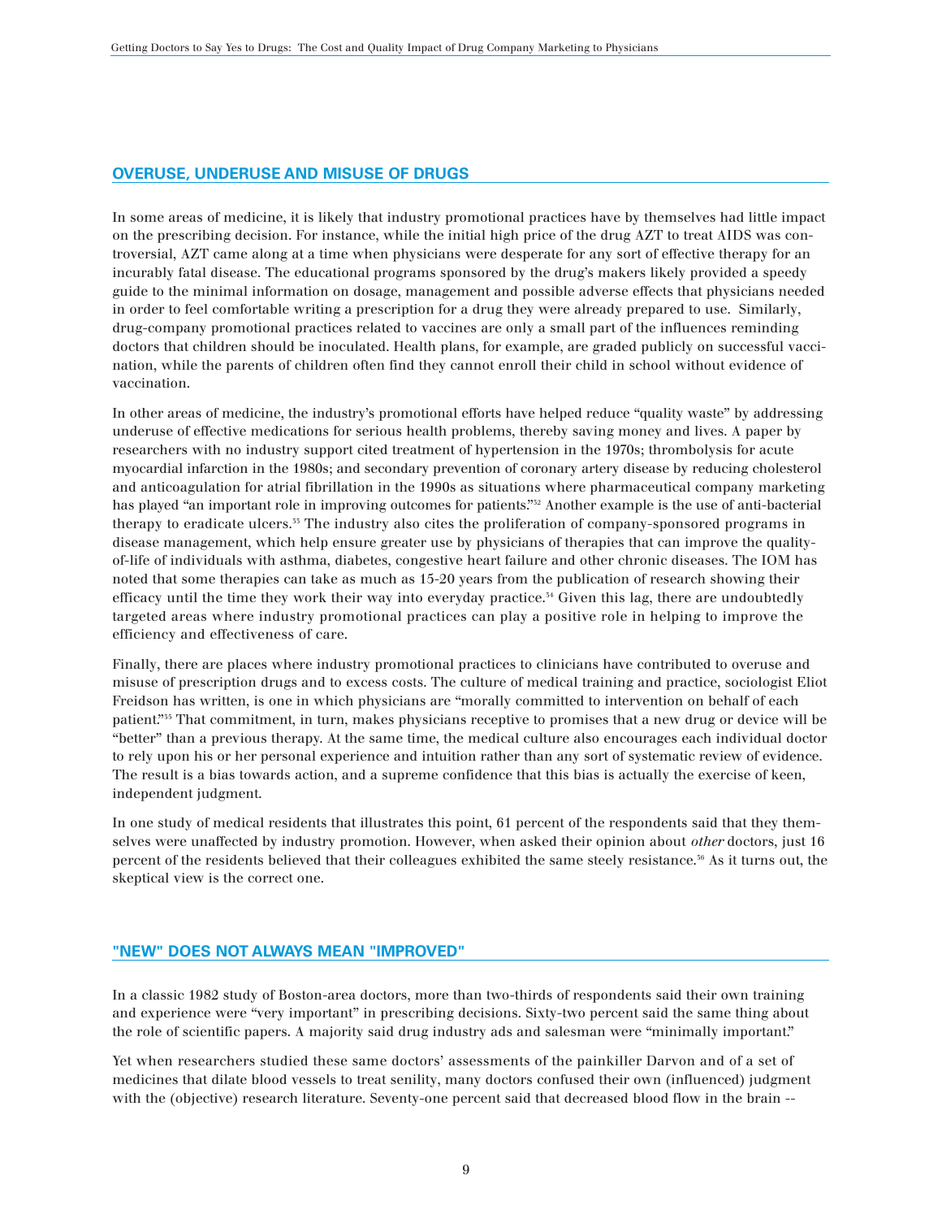## OVERUSE, UNDERUSE AND MISUSE OF DRUGS

In some areas of medicine, it is likely that industry promotional practices have by themselves had little impact on the prescribing decision. For instance, while the initial high price of the drug AZT to treat AIDS was controversial, AZT came along at a time when physicians were desperate for any sort of effective therapy for an incurably fatal disease. The educational programs sponsored by the drug's makers likely provided a speedy guide to the minimal information on dosage, management and possible adverse effects that physicians needed in order to feel comfortable writing a prescription for a drug they were already prepared to use. Similarly, drug-company promotional practices related to vaccines are only a small part of the influences reminding doctors that children should be inoculated. Health plans, for example, are graded publicly on successful vaccination, while the parents of children often find they cannot enroll their child in school without evidence of vaccination.

In other areas of medicine, the industry's promotional efforts have helped reduce "quality waste" by addressing underuse of effective medications for serious health problems, thereby saving money and lives. A paper by researchers with no industry support cited treatment of hypertension in the 1970s; thrombolysis for acute myocardial infarction in the 1980s; and secondary prevention of coronary artery disease by reducing cholesterol and anticoagulation for atrial fibrillation in the 1990s as situations where pharmaceutical company marketing has played "an important role in improving outcomes for patients."[52] Another example is the use of anti-bacterial therapy to eradicate ulcers.[53] The industry also cites the proliferation of company-sponsored programs in disease management, which help ensure greater use by physicians of therapies that can improve the quality-of-life of individuals with asthma, diabetes, congestive heart failure and other chronic diseases. The IOM has noted that some therapies can take as much as 15-20 years from the publication of research showing their efficacy until the time they work their way into everyday practice.[54] Given this lag, there are undoubtedly targeted areas where industry promotional practices can play a positive role in helping to improve the efficiency and effectiveness of care.

Finally, there are places where industry promotional practices to clinicians have contributed to overuse and misuse of prescription drugs and to excess costs. The culture of medical training and practice, sociologist Eliot Freidson has written, is one in which physicians are "morally committed to intervention on behalf of each patient."[55] That commitment, in turn, makes physicians receptive to promises that a new drug or device will be "better" than a previous therapy. At the same time, the medical culture also encourages each individual doctor to rely upon his or her personal experience and intuition rather than any sort of systematic review of evidence. The result is a bias towards action, and a supreme confidence that this bias is actually the exercise of keen, independent judgment.

In one study of medical residents that illustrates this point, 61 percent of the respondents said that they themselves were unaffected by industry promotion. However, when asked their opinion about *other* doctors, just 16 percent of the residents believed that their colleagues exhibited the same steely resistance.[56] As it turns out, the skeptical view is the correct one.

## "NEW" DOES NOT ALWAYS MEAN "IMPROVED"

In a classic 1982 study of Boston-area doctors, more than two-thirds of respondents said their own training and experience were "very important" in prescribing decisions. Sixty-two percent said the same thing about the role of scientific papers. A majority said drug industry ads and salesman were "minimally important."

Yet when researchers studied these same doctors' assessments of the painkiller Darvon and of a set of medicines that dilate blood vessels to treat senility, many doctors confused their own (influenced) judgment with the (objective) research literature. Seventy-one percent said that decreased blood flow in the brain --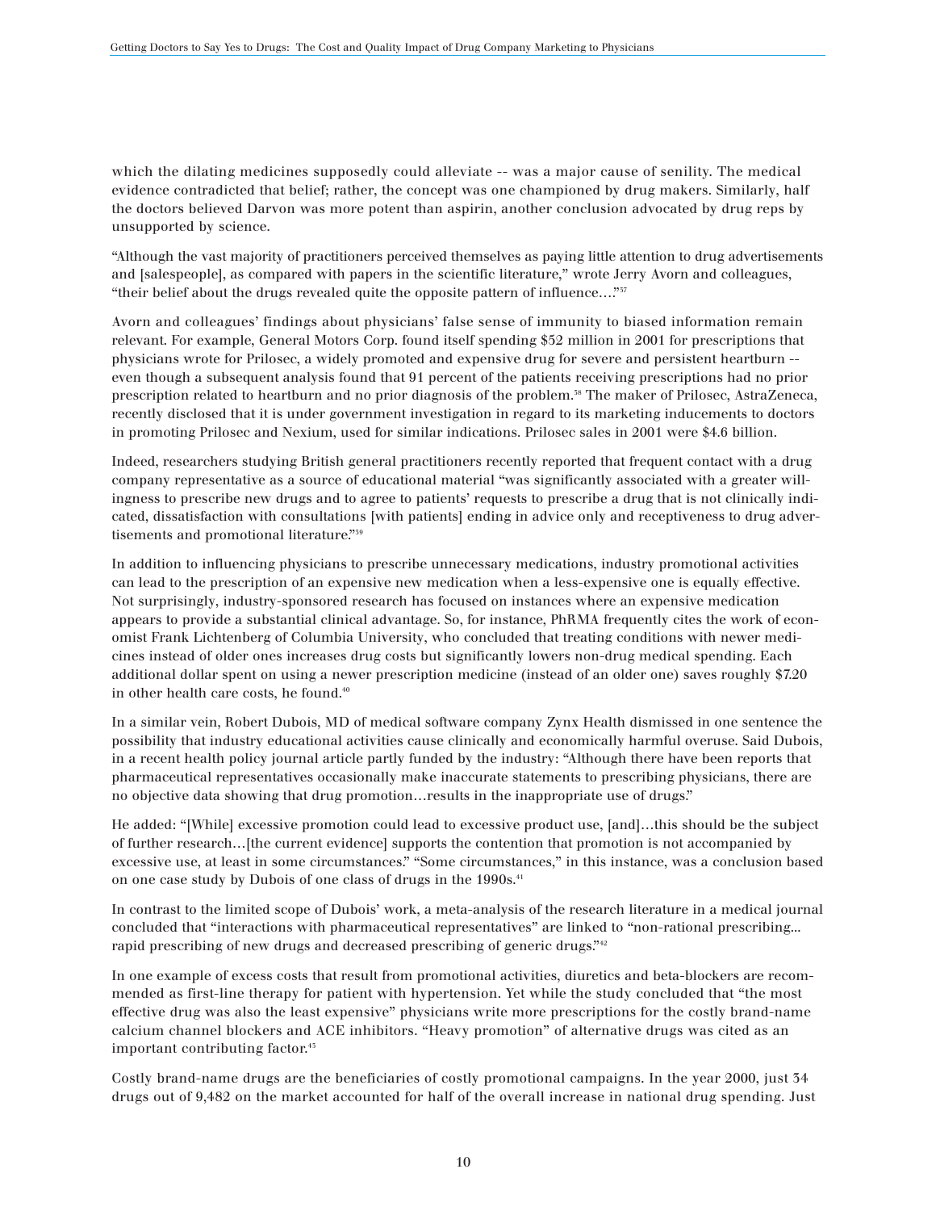which the dilating medicines supposedly could alleviate -- was a major cause of senility. The medical evidence contradicted that belief; rather, the concept was one championed by drug makers. Similarly, half the doctors believed Darvon was more potent than aspirin, another conclusion advocated by drug reps by unsupported by science.

"Although the vast majority of practitioners perceived themselves as paying little attention to drug advertisements and [salespeople], as compared with papers in the scientific literature," wrote Jerry Avorn and colleagues, "their belief about the drugs revealed quite the opposite pattern of influence…."[37]

Avorn and colleagues' findings about physicians' false sense of immunity to biased information remain relevant. For example, General Motors Corp. found itself spending $52 million in 2001 for prescriptions that physicians wrote for Prilosec, a widely promoted and expensive drug for severe and persistent heartburn -- even though a subsequent analysis found that 91 percent of the patients receiving prescriptions had no prior prescription related to heartburn and no prior diagnosis of the problem.[38] The maker of Prilosec, AstraZeneca, recently disclosed that it is under government investigation in regard to its marketing inducements to doctors in promoting Prilosec and Nexium, used for similar indications. Prilosec sales in 2001 were $4.6 billion.

Indeed, researchers studying British general practitioners recently reported that frequent contact with a drug company representative as a source of educational material "was significantly associated with a greater willingness to prescribe new drugs and to agree to patients' requests to prescribe a drug that is not clinically indicated, dissatisfaction with consultations [with patients] ending in advice only and receptiveness to drug advertisements and promotional literature."[39]

In addition to influencing physicians to prescribe unnecessary medications, industry promotional activities can lead to the prescription of an expensive new medication when a less-expensive one is equally effective. Not surprisingly, industry-sponsored research has focused on instances where an expensive medication appears to provide a substantial clinical advantage. So, for instance, PhRMA frequently cites the work of economist Frank Lichtenberg of Columbia University, who concluded that treating conditions with newer medicines instead of older ones increases drug costs but significantly lowers non-drug medical spending. Each additional dollar spent on using a newer prescription medicine (instead of an older one) saves roughly $7.20 in other health care costs, he found.[40]

In a similar vein, Robert Dubois, MD of medical software company Zynx Health dismissed in one sentence the possibility that industry educational activities cause clinically and economically harmful overuse. Said Dubois, in a recent health policy journal article partly funded by the industry: "Although there have been reports that pharmaceutical representatives occasionally make inaccurate statements to prescribing physicians, there are no objective data showing that drug promotion…results in the inappropriate use of drugs."

He added: "[While] excessive promotion could lead to excessive product use, [and]…this should be the subject of further research…[the current evidence] supports the contention that promotion is not accompanied by excessive use, at least in some circumstances." "Some circumstances," in this instance, was a conclusion based on one case study by Dubois of one class of drugs in the 1990s.[41]

In contrast to the limited scope of Dubois' work, a meta-analysis of the research literature in a medical journal concluded that "interactions with pharmaceutical representatives" are linked to "non-rational prescribing... rapid prescribing of new drugs and decreased prescribing of generic drugs."[42]

In one example of excess costs that result from promotional activities, diuretics and beta-blockers are recommended as first-line therapy for patient with hypertension. Yet while the study concluded that "the most effective drug was also the least expensive" physicians write more prescriptions for the costly brand-name calcium channel blockers and ACE inhibitors. "Heavy promotion" of alternative drugs was cited as an important contributing factor.[43]

Costly brand-name drugs are the beneficiaries of costly promotional campaigns. In the year 2000, just 34 drugs out of 9,482 on the market accounted for half of the overall increase in national drug spending. Just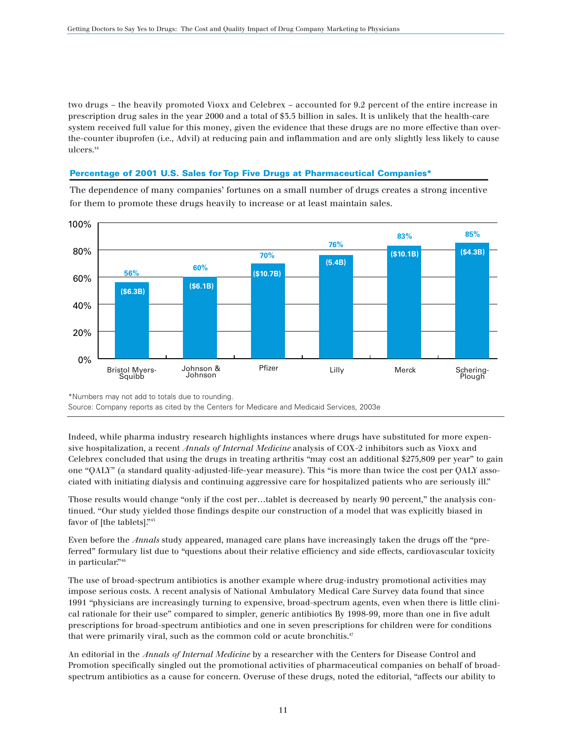two drugs – the heavily promoted Vioxx and Celebrex – accounted for 9.2 percent of the entire increase in prescription drug sales in the year 2000 and a total of $3.5 billion in sales. It is unlikely that the health-care system received full value for this money, given the evidence that these drugs are no more effective than over-the-counter ibuprofen (i.e., Advil) at reducing pain and inflammation and are only slightly less likely to cause ulcers.[44]

### Percentage of 2001 U.S. Sales for Top Five Drugs at Pharmaceutical Companies*

The dependence of many companies' fortunes on a small number of drugs creates a strong incentive for them to promote these drugs heavily to increase or at least maintain sales.

| Company | Percentage | Sales |
|---|---|---|
| Bristol Myers-Squibb | 56% | ($6.3B) |
| Johnson & Johnson | 60% | ($6.1B) |
| Pfizer | 70% | ($10.7B) |
| Lilly | 76% | (5.4B) |
| Merck | 83% | ($10.1B) |
| Schering-Plough | 85% | ($4.3B) |

*Numbers may not add to totals due to rounding.
Source: Company reports as cited by the Centers for Medicare and Medicaid Services, 2003e

Indeed, while pharma industry research highlights instances where drugs have substituted for more expensive hospitalization, a recent *Annals of Internal Medicine* analysis of COX-2 inhibitors such as Vioxx and Celebrex concluded that using the drugs in treating arthritis "may cost an additional $275,809 per year" to gain one "QALY" (a standard quality-adjusted-life-year measure). This "is more than twice the cost per QALY associated with initiating dialysis and continuing aggressive care for hospitalized patients who are seriously ill."

Those results would change "only if the cost per…tablet is decreased by nearly 90 percent," the analysis continued. "Our study yielded those findings despite our construction of a model that was explicitly biased in favor of [the tablets]."[45]

Even before the *Annals* study appeared, managed care plans have increasingly taken the drugs off the "preferred" formulary list due to "questions about their relative efficiency and side effects, cardiovascular toxicity in particular."[46]

The use of broad-spectrum antibiotics is another example where drug-industry promotional activities may impose serious costs. A recent analysis of National Ambulatory Medical Care Survey data found that since 1991 "physicians are increasingly turning to expensive, broad-spectrum agents, even when there is little clinical rationale for their use" compared to simpler, generic antibiotics By 1998-99, more than one in five adult prescriptions for broad-spectrum antibiotics and one in seven prescriptions for children were for conditions that were primarily viral, such as the common cold or acute bronchitis.[47]

An editorial in the *Annals of Internal Medicine* by a researcher with the Centers for Disease Control and Promotion specifically singled out the promotional activities of pharmaceutical companies on behalf of broad-spectrum antibiotics as a cause for concern. Overuse of these drugs, noted the editorial, "affects our ability to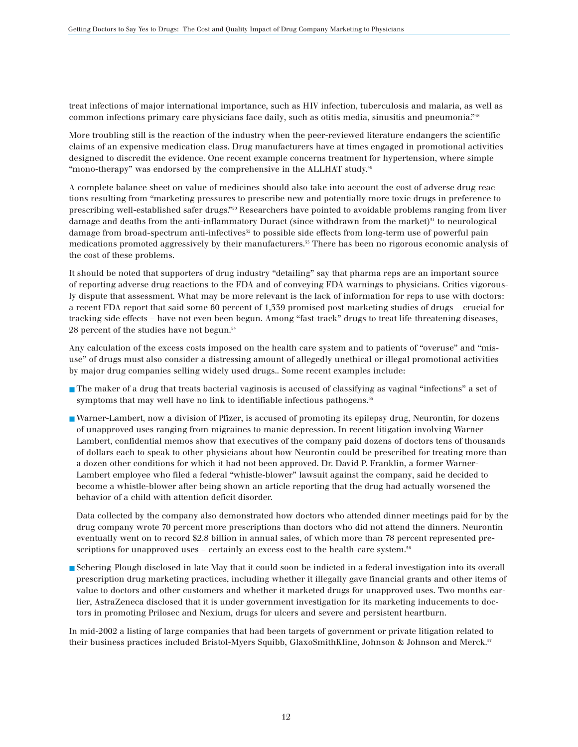treat infections of major international importance, such as HIV infection, tuberculosis and malaria, as well as common infections primary care physicians face daily, such as otitis media, sinusitis and pneumonia."[48]

More troubling still is the reaction of the industry when the peer-reviewed literature endangers the scientific claims of an expensive medication class. Drug manufacturers have at times engaged in promotional activities designed to discredit the evidence. One recent example concerns treatment for hypertension, where simple "mono-therapy" was endorsed by the comprehensive in the ALLHAT study.[49]

A complete balance sheet on value of medicines should also take into account the cost of adverse drug reactions resulting from "marketing pressures to prescribe new and potentially more toxic drugs in preference to prescribing well-established safer drugs."[50] Researchers have pointed to avoidable problems ranging from liver damage and deaths from the anti-inflammatory Duract (since withdrawn from the market)[51] to neurological damage from broad-spectrum anti-infectives[52] to possible side effects from long-term use of powerful pain medications promoted aggressively by their manufacturers.[53] There has been no rigorous economic analysis of the cost of these problems.

It should be noted that supporters of drug industry "detailing" say that pharma reps are an important source of reporting adverse drug reactions to the FDA and of conveying FDA warnings to physicians. Critics vigorously dispute that assessment. What may be more relevant is the lack of information for reps to use with doctors: a recent FDA report that said some 60 percent of 1,339 promised post-marketing studies of drugs – crucial for tracking side effects – have not even been begun. Among "fast-track" drugs to treat life-threatening diseases, 28 percent of the studies have not begun.[54]

Any calculation of the excess costs imposed on the health care system and to patients of "overuse" and "misuse" of drugs must also consider a distressing amount of allegedly unethical or illegal promotional activities by major drug companies selling widely used drugs.. Some recent examples include:

- The maker of a drug that treats bacterial vaginosis is accused of classifying as vaginal "infections" a set of symptoms that may well have no link to identifiable infectious pathogens.[55]

- Warner-Lambert, now a division of Pfizer, is accused of promoting its epilepsy drug, Neurontin, for dozens of unapproved uses ranging from migraines to manic depression. In recent litigation involving Warner-Lambert, confidential memos show that executives of the company paid dozens of doctors tens of thousands of dollars each to speak to other physicians about how Neurontin could be prescribed for treating more than a dozen other conditions for which it had not been approved. Dr. David P. Franklin, a former Warner-Lambert employee who filed a federal "whistle-blower" lawsuit against the company, said he decided to become a whistle-blower after being shown an article reporting that the drug had actually worsened the behavior of a child with attention deficit disorder.

  Data collected by the company also demonstrated how doctors who attended dinner meetings paid for by the drug company wrote 70 percent more prescriptions than doctors who did not attend the dinners. Neurontin eventually went on to record $2.8 billion in annual sales, of which more than 78 percent represented prescriptions for unapproved uses – certainly an excess cost to the health-care system.[56]

- Schering-Plough disclosed in late May that it could soon be indicted in a federal investigation into its overall prescription drug marketing practices, including whether it illegally gave financial grants and other items of value to doctors and other customers and whether it marketed drugs for unapproved uses. Two months earlier, AstraZeneca disclosed that it is under government investigation for its marketing inducements to doctors in promoting Prilosec and Nexium, drugs for ulcers and severe and persistent heartburn.

In mid-2002 a listing of large companies that had been targets of government or private litigation related to their business practices included Bristol-Myers Squibb, GlaxoSmithKline, Johnson & Johnson and Merck.[57]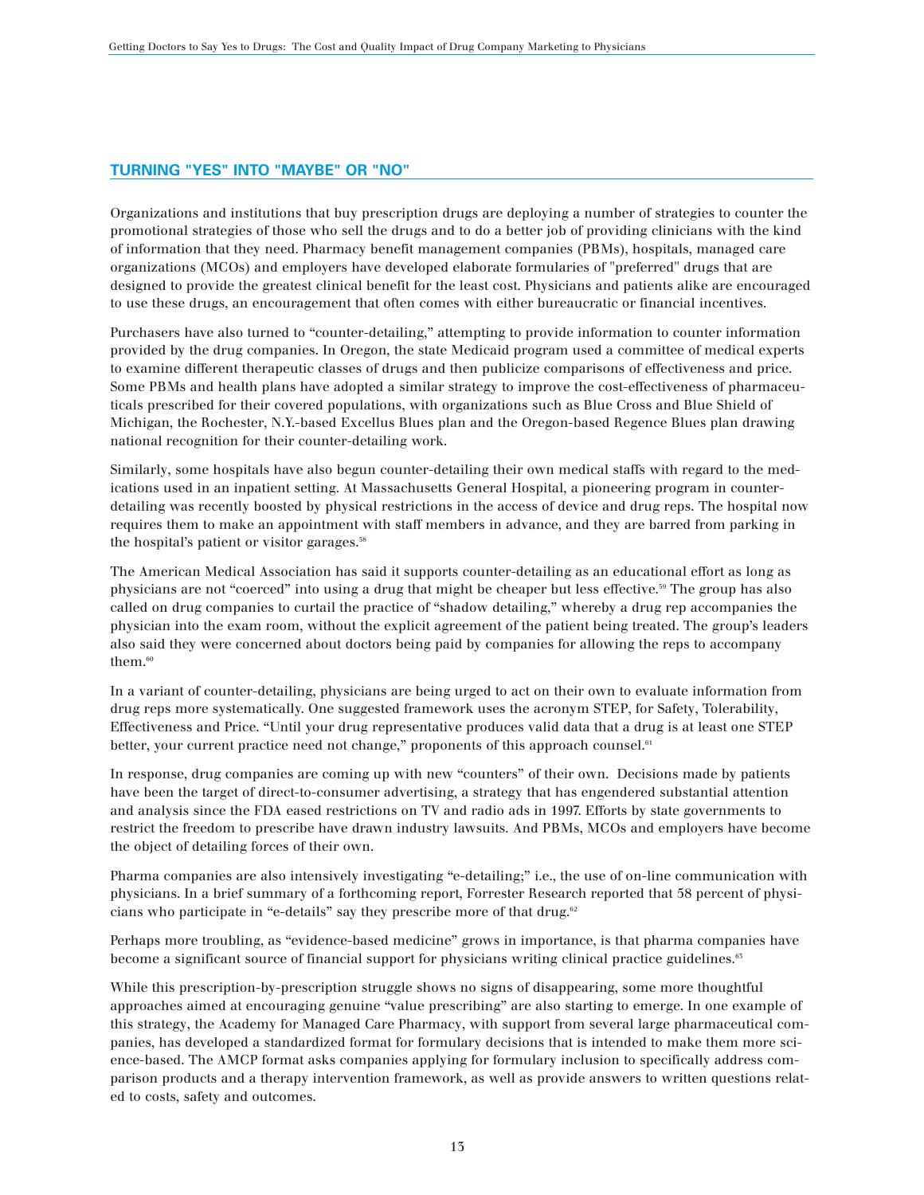## TURNING "YES" INTO "MAYBE" OR "NO"

Organizations and institutions that buy prescription drugs are deploying a number of strategies to counter the promotional strategies of those who sell the drugs and to do a better job of providing clinicians with the kind of information that they need. Pharmacy benefit management companies (PBMs), hospitals, managed care organizations (MCOs) and employers have developed elaborate formularies of "preferred" drugs that are designed to provide the greatest clinical benefit for the least cost. Physicians and patients alike are encouraged to use these drugs, an encouragement that often comes with either bureaucratic or financial incentives.

Purchasers have also turned to "counter-detailing," attempting to provide information to counter information provided by the drug companies. In Oregon, the state Medicaid program used a committee of medical experts to examine different therapeutic classes of drugs and then publicize comparisons of effectiveness and price. Some PBMs and health plans have adopted a similar strategy to improve the cost-effectiveness of pharmaceuticals prescribed for their covered populations, with organizations such as Blue Cross and Blue Shield of Michigan, the Rochester, N.Y.-based Excellus Blues plan and the Oregon-based Regence Blues plan drawing national recognition for their counter-detailing work.

Similarly, some hospitals have also begun counter-detailing their own medical staffs with regard to the medications used in an inpatient setting. At Massachusetts General Hospital, a pioneering program in counter-detailing was recently boosted by physical restrictions in the access of device and drug reps. The hospital now requires them to make an appointment with staff members in advance, and they are barred from parking in the hospital's patient or visitor garages.[58]

The American Medical Association has said it supports counter-detailing as an educational effort as long as physicians are not "coerced" into using a drug that might be cheaper but less effective.[59] The group has also called on drug companies to curtail the practice of "shadow detailing," whereby a drug rep accompanies the physician into the exam room, without the explicit agreement of the patient being treated. The group's leaders also said they were concerned about doctors being paid by companies for allowing the reps to accompany them.[60]

In a variant of counter-detailing, physicians are being urged to act on their own to evaluate information from drug reps more systematically. One suggested framework uses the acronym STEP, for Safety, Tolerability, Effectiveness and Price. "Until your drug representative produces valid data that a drug is at least one STEP better, your current practice need not change," proponents of this approach counsel.[61]

In response, drug companies are coming up with new "counters" of their own. Decisions made by patients have been the target of direct-to-consumer advertising, a strategy that has engendered substantial attention and analysis since the FDA eased restrictions on TV and radio ads in 1997. Efforts by state governments to restrict the freedom to prescribe have drawn industry lawsuits. And PBMs, MCOs and employers have become the object of detailing forces of their own.

Pharma companies are also intensively investigating "e-detailing;" i.e., the use of on-line communication with physicians. In a brief summary of a forthcoming report, Forrester Research reported that 58 percent of physicians who participate in "e-details" say they prescribe more of that drug.[62]

Perhaps more troubling, as "evidence-based medicine" grows in importance, is that pharma companies have become a significant source of financial support for physicians writing clinical practice guidelines.[63]

While this prescription-by-prescription struggle shows no signs of disappearing, some more thoughtful approaches aimed at encouraging genuine "value prescribing" are also starting to emerge. In one example of this strategy, the Academy for Managed Care Pharmacy, with support from several large pharmaceutical companies, has developed a standardized format for formulary decisions that is intended to make them more science-based. The AMCP format asks companies applying for formulary inclusion to specifically address comparison products and a therapy intervention framework, as well as provide answers to written questions related to costs, safety and outcomes.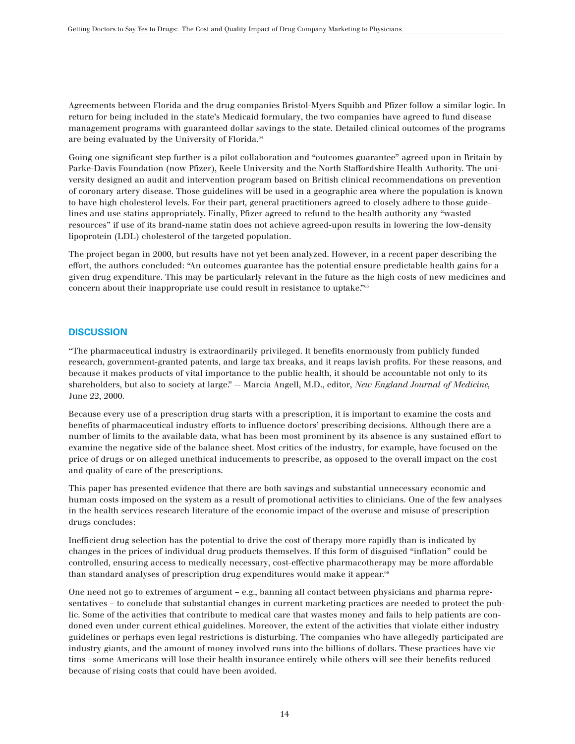Agreements between Florida and the drug companies Bristol-Myers Squibb and Pfizer follow a similar logic. In return for being included in the state's Medicaid formulary, the two companies have agreed to fund disease management programs with guaranteed dollar savings to the state. Detailed clinical outcomes of the programs are being evaluated by the University of Florida.[64]

Going one significant step further is a pilot collaboration and "outcomes guarantee" agreed upon in Britain by Parke-Davis Foundation (now Pfizer), Keele University and the North Staffordshire Health Authority. The university designed an audit and intervention program based on British clinical recommendations on prevention of coronary artery disease. Those guidelines will be used in a geographic area where the population is known to have high cholesterol levels. For their part, general practitioners agreed to closely adhere to those guidelines and use statins appropriately. Finally, Pfizer agreed to refund to the health authority any "wasted resources" if use of its brand-name statin does not achieve agreed-upon results in lowering the low-density lipoprotein (LDL) cholesterol of the targeted population.

The project began in 2000, but results have not yet been analyzed. However, in a recent paper describing the effort, the authors concluded: "An outcomes guarantee has the potential ensure predictable health gains for a given drug expenditure. This may be particularly relevant in the future as the high costs of new medicines and concern about their inappropriate use could result in resistance to uptake."[65]

## DISCUSSION

"The pharmaceutical industry is extraordinarily privileged. It benefits enormously from publicly funded research, government-granted patents, and large tax breaks, and it reaps lavish profits. For these reasons, and because it makes products of vital importance to the public health, it should be accountable not only to its shareholders, but also to society at large." -- Marcia Angell, M.D., editor, *New England Journal of Medicine*, June 22, 2000.

Because every use of a prescription drug starts with a prescription, it is important to examine the costs and benefits of pharmaceutical industry efforts to influence doctors' prescribing decisions. Although there are a number of limits to the available data, what has been most prominent by its absence is any sustained effort to examine the negative side of the balance sheet. Most critics of the industry, for example, have focused on the price of drugs or on alleged unethical inducements to prescribe, as opposed to the overall impact on the cost and quality of care of the prescriptions.

This paper has presented evidence that there are both savings and substantial unnecessary economic and human costs imposed on the system as a result of promotional activities to clinicians. One of the few analyses in the health services research literature of the economic impact of the overuse and misuse of prescription drugs concludes:

Inefficient drug selection has the potential to drive the cost of therapy more rapidly than is indicated by changes in the prices of individual drug products themselves. If this form of disguised "inflation" could be controlled, ensuring access to medically necessary, cost-effective pharmacotherapy may be more affordable than standard analyses of prescription drug expenditures would make it appear.[66]

One need not go to extremes of argument – e.g., banning all contact between physicians and pharma representatives – to conclude that substantial changes in current marketing practices are needed to protect the public. Some of the activities that contribute to medical care that wastes money and fails to help patients are condoned even under current ethical guidelines. Moreover, the extent of the activities that violate either industry guidelines or perhaps even legal restrictions is disturbing. The companies who have allegedly participated are industry giants, and the amount of money involved runs into the billions of dollars. These practices have victims –some Americans will lose their health insurance entirely while others will see their benefits reduced because of rising costs that could have been avoided.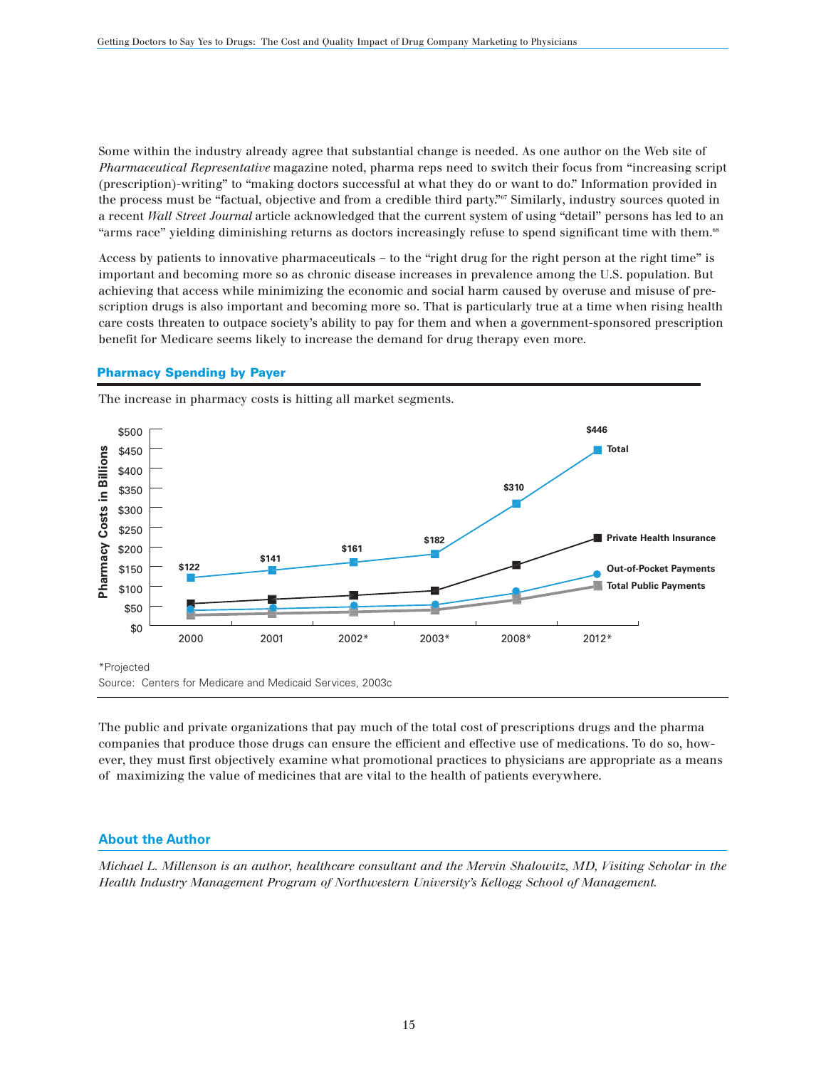Some within the industry already agree that substantial change is needed. As one author on the Web site of *Pharmaceutical Representative* magazine noted, pharma reps need to switch their focus from "increasing script (prescription)-writing" to "making doctors successful at what they do or want to do." Information provided in the process must be "factual, objective and from a credible third party."[67] Similarly, industry sources quoted in a recent *Wall Street Journal* article acknowledged that the current system of using "detail" persons has led to an "arms race" yielding diminishing returns as doctors increasingly refuse to spend significant time with them.[68]

Access by patients to innovative pharmaceuticals – to the "right drug for the right person at the right time" is important and becoming more so as chronic disease increases in prevalence among the U.S. population. But achieving that access while minimizing the economic and social harm caused by overuse and misuse of prescription drugs is also important and becoming more so. That is particularly true at a time when rising health care costs threaten to outpace society's ability to pay for them and when a government-sponsored prescription benefit for Medicare seems likely to increase the demand for drug therapy even more.

### Pharmacy Spending by Payer

The increase in pharmacy costs is hitting all market segments.

| Pharmacy Costs in Billions | 2000 | 2001 | 2002* | 2003* | 2008* | 2012* |
|---|---|---|---|---|---|---|
| Total | $122 | $141 | $161 | $182 | $310 | $446 |

*Projected

Source: Centers for Medicare and Medicaid Services, 2003c

The public and private organizations that pay much of the total cost of prescriptions drugs and the pharma companies that produce those drugs can ensure the efficient and effective use of medications. To do so, however, they must first objectively examine what promotional practices to physicians are appropriate as a means of maximizing the value of medicines that are vital to the health of patients everywhere.

## About the Author

*Michael L. Millenson is an author, healthcare consultant and the Mervin Shalowitz, MD, Visiting Scholar in the Health Industry Management Program of Northwestern University's Kellogg School of Management.*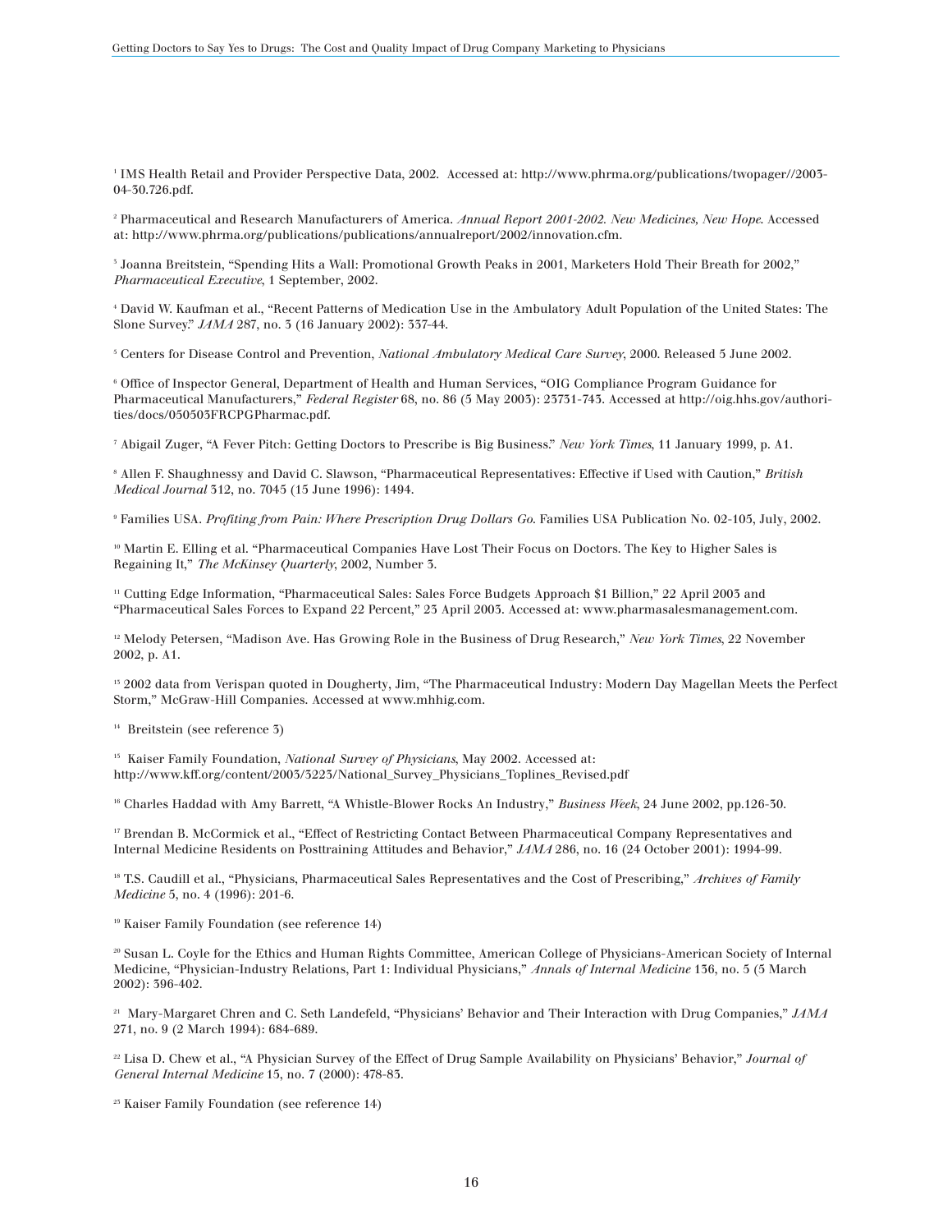[1] IMS Health Retail and Provider Perspective Data, 2002. Accessed at: http://www.phrma.org/publications/twopager//2003-04-30.726.pdf.

[2] Pharmaceutical and Research Manufacturers of America. *Annual Report 2001-2002. New Medicines, New Hope*. Accessed at: http://www.phrma.org/publications/publications/annualreport/2002/innovation.cfm.

[3] Joanna Breitstein, "Spending Hits a Wall: Promotional Growth Peaks in 2001, Marketers Hold Their Breath for 2002," *Pharmaceutical Executive*, 1 September, 2002.

[4] David W. Kaufman et al., "Recent Patterns of Medication Use in the Ambulatory Adult Population of the United States: The Slone Survey." *JAMA* 287, no. 3 (16 January 2002): 337-44.

[5] Centers for Disease Control and Prevention, *National Ambulatory Medical Care Survey*, 2000. Released 5 June 2002.

[6] Office of Inspector General, Department of Health and Human Services, "OIG Compliance Program Guidance for Pharmaceutical Manufacturers," *Federal Register* 68, no. 86 (5 May 2003): 23731-743. Accessed at http://oig.hhs.gov/authorities/docs/050503FRCPGPharmac.pdf.

[7] Abigail Zuger, "A Fever Pitch: Getting Doctors to Prescribe is Big Business." *New York Times*, 11 January 1999, p. A1.

[8] Allen F. Shaughnessy and David C. Slawson, "Pharmaceutical Representatives: Effective if Used with Caution," *British Medical Journal* 312, no. 7045 (15 June 1996): 1494.

[9] Families USA. *Profiting from Pain: Where Prescription Drug Dollars Go*. Families USA Publication No. 02-105, July, 2002.

[10] Martin E. Elling et al. "Pharmaceutical Companies Have Lost Their Focus on Doctors. The Key to Higher Sales is Regaining It," *The McKinsey Quarterly*, 2002, Number 3.

[11] Cutting Edge Information, "Pharmaceutical Sales: Sales Force Budgets Approach $1 Billion," 22 April 2003 and "Pharmaceutical Sales Forces to Expand 22 Percent," 23 April 2003. Accessed at: www.pharmasalesmanagement.com.

[12] Melody Petersen, "Madison Ave. Has Growing Role in the Business of Drug Research," *New York Times*, 22 November 2002, p. A1.

[13] 2002 data from Verispan quoted in Dougherty, Jim, "The Pharmaceutical Industry: Modern Day Magellan Meets the Perfect Storm," McGraw-Hill Companies. Accessed at www.mhhig.com.

[14] Breitstein (see reference 3)

[15] Kaiser Family Foundation, *National Survey of Physicians*, May 2002. Accessed at: http://www.kff.org/content/2003/3223/National_Survey_Physicians_Toplines_Revised.pdf

[16] Charles Haddad with Amy Barrett, "A Whistle-Blower Rocks An Industry," *Business Week*, 24 June 2002, pp.126-30.

[17] Brendan B. McCormick et al., "Effect of Restricting Contact Between Pharmaceutical Company Representatives and Internal Medicine Residents on Posttraining Attitudes and Behavior," *JAMA* 286, no. 16 (24 October 2001): 1994-99.

[18] T.S. Caudill et al., "Physicians, Pharmaceutical Sales Representatives and the Cost of Prescribing," *Archives of Family Medicine* 5, no. 4 (1996): 201-6.

[19] Kaiser Family Foundation (see reference 14)

[20] Susan L. Coyle for the Ethics and Human Rights Committee, American College of Physicians-American Society of Internal Medicine, "Physician-Industry Relations, Part 1: Individual Physicians," *Annals of Internal Medicine* 136, no. 5 (5 March 2002): 396-402.

[21] Mary-Margaret Chren and C. Seth Landefeld, "Physicians' Behavior and Their Interaction with Drug Companies," *JAMA* 271, no. 9 (2 March 1994): 684-689.

[22] Lisa D. Chew et al., "A Physician Survey of the Effect of Drug Sample Availability on Physicians' Behavior," *Journal of General Internal Medicine* 15, no. 7 (2000): 478-83.

[23] Kaiser Family Foundation (see reference 14)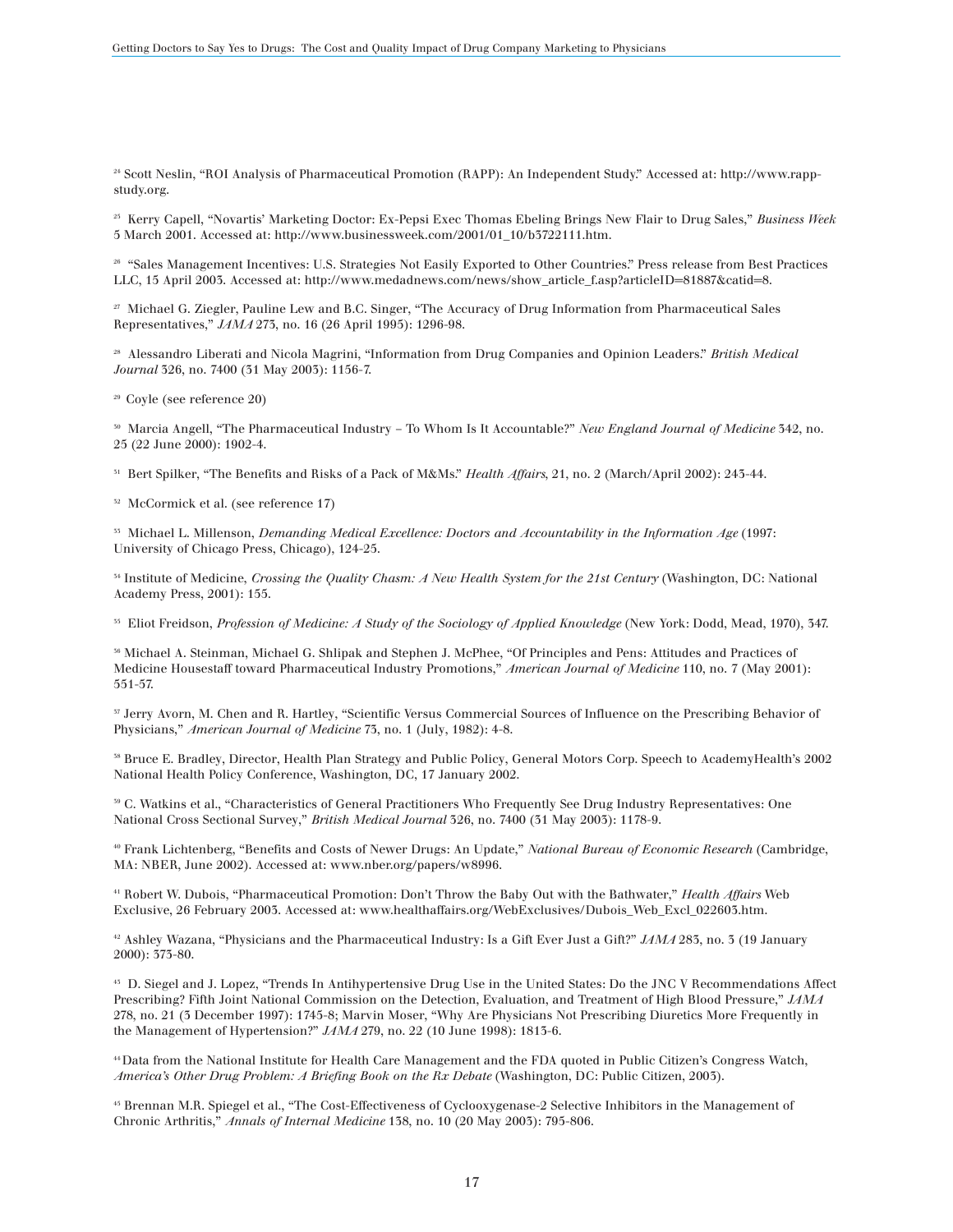[24] Scott Neslin, "ROI Analysis of Pharmaceutical Promotion (RAPP): An Independent Study." Accessed at: http://www.rapp-study.org.

[25] Kerry Capell, "Novartis' Marketing Doctor: Ex-Pepsi Exec Thomas Ebeling Brings New Flair to Drug Sales," *Business Week* 5 March 2001. Accessed at: http://www.businessweek.com/2001/01_10/b3722111.htm.

[26] "Sales Management Incentives: U.S. Strategies Not Easily Exported to Other Countries." Press release from Best Practices LLC, 15 April 2003. Accessed at: http://www.medadnews.com/news/show_article_f.asp?articleID=81887&catid=8.

[27] Michael G. Ziegler, Pauline Lew and B.C. Singer, "The Accuracy of Drug Information from Pharmaceutical Sales Representatives," *JAMA* 273, no. 16 (26 April 1995): 1296-98.

[28] Alessandro Liberati and Nicola Magrini, "Information from Drug Companies and Opinion Leaders." *British Medical Journal* 326, no. 7400 (31 May 2003): 1156-7.

[29] Coyle (see reference 20)

[30] Marcia Angell, "The Pharmaceutical Industry – To Whom Is It Accountable?" *New England Journal of Medicine* 342, no. 25 (22 June 2000): 1902-4.

[31] Bert Spilker, "The Benefits and Risks of a Pack of M&Ms." *Health Affairs*, 21, no. 2 (March/April 2002): 243-44.

[32] McCormick et al. (see reference 17)

[33] Michael L. Millenson, *Demanding Medical Excellence: Doctors and Accountability in the Information Age* (1997: University of Chicago Press, Chicago), 124-25.

[34] Institute of Medicine, *Crossing the Quality Chasm: A New Health System for the 21st Century* (Washington, DC: National Academy Press, 2001): 155.

[35] Eliot Freidson, *Profession of Medicine: A Study of the Sociology of Applied Knowledge* (New York: Dodd, Mead, 1970), 347.

[36] Michael A. Steinman, Michael G. Shlipak and Stephen J. McPhee, "Of Principles and Pens: Attitudes and Practices of Medicine Housestaff toward Pharmaceutical Industry Promotions," *American Journal of Medicine* 110, no. 7 (May 2001): 551-57.

[37] Jerry Avorn, M. Chen and R. Hartley, "Scientific Versus Commercial Sources of Influence on the Prescribing Behavior of Physicians," *American Journal of Medicine* 73, no. 1 (July, 1982): 4-8.

[38] Bruce E. Bradley, Director, Health Plan Strategy and Public Policy, General Motors Corp. Speech to AcademyHealth's 2002 National Health Policy Conference, Washington, DC, 17 January 2002.

[39] C. Watkins et al., "Characteristics of General Practitioners Who Frequently See Drug Industry Representatives: One National Cross Sectional Survey," *British Medical Journal* 326, no. 7400 (31 May 2003): 1178-9.

[40] Frank Lichtenberg, "Benefits and Costs of Newer Drugs: An Update," *National Bureau of Economic Research* (Cambridge, MA: NBER, June 2002). Accessed at: www.nber.org/papers/w8996.

[41] Robert W. Dubois, "Pharmaceutical Promotion: Don't Throw the Baby Out with the Bathwater," *Health Affairs* Web Exclusive, 26 February 2003. Accessed at: www.healthaffairs.org/WebExclusives/Dubois_Web_Excl_022603.htm.

[42] Ashley Wazana, "Physicians and the Pharmaceutical Industry: Is a Gift Ever Just a Gift?" *JAMA* 283, no. 3 (19 January 2000): 373-80.

[43] D. Siegel and J. Lopez, "Trends In Antihypertensive Drug Use in the United States: Do the JNC V Recommendations Affect Prescribing? Fifth Joint National Commission on the Detection, Evaluation, and Treatment of High Blood Pressure," *JAMA* 278, no. 21 (3 December 1997): 1745-8; Marvin Moser, "Why Are Physicians Not Prescribing Diuretics More Frequently in the Management of Hypertension?" *JAMA* 279, no. 22 (10 June 1998): 1813-6.

[44] Data from the National Institute for Health Care Management and the FDA quoted in Public Citizen's Congress Watch, *America's Other Drug Problem: A Briefing Book on the Rx Debate* (Washington, DC: Public Citizen, 2003).

[45] Brennan M.R. Spiegel et al., "The Cost-Effectiveness of Cyclooxygenase-2 Selective Inhibitors in the Management of Chronic Arthritis," *Annals of Internal Medicine* 138, no. 10 (20 May 2003): 795-806.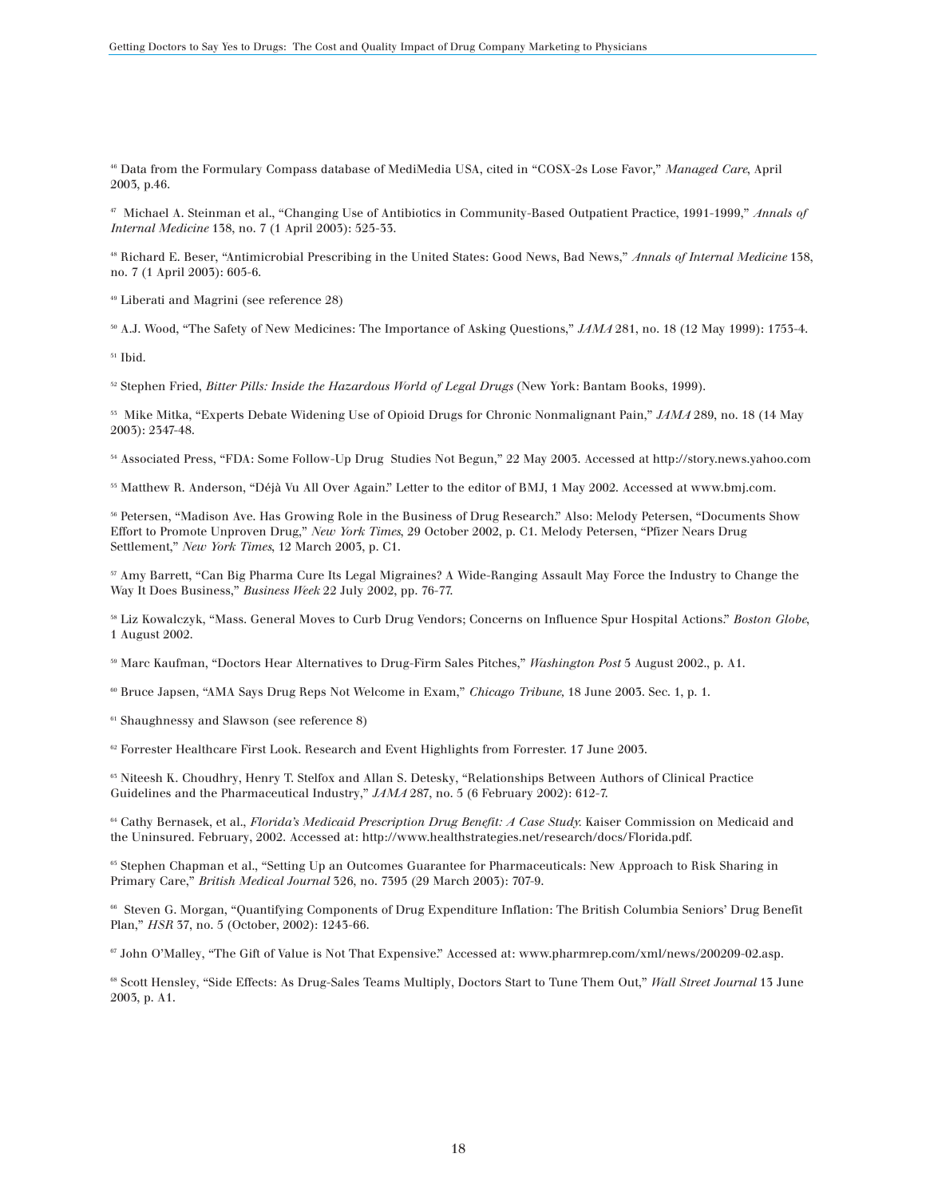[46] Data from the Formulary Compass database of MediMedia USA, cited in "COSX-2s Lose Favor," *Managed Care*, April 2003, p.46.

[47] Michael A. Steinman et al., "Changing Use of Antibiotics in Community-Based Outpatient Practice, 1991-1999," *Annals of Internal Medicine* 138, no. 7 (1 April 2003): 525-33.

[48] Richard E. Beser, "Antimicrobial Prescribing in the United States: Good News, Bad News," *Annals of Internal Medicine* 138, no. 7 (1 April 2003): 605-6.

[49] Liberati and Magrini (see reference 28)

[50] A.J. Wood, "The Safety of New Medicines: The Importance of Asking Questions," *JAMA* 281, no. 18 (12 May 1999): 1753-4.

[51] Ibid.

[52] Stephen Fried, *Bitter Pills: Inside the Hazardous World of Legal Drugs* (New York: Bantam Books, 1999).

[53] Mike Mitka, "Experts Debate Widening Use of Opioid Drugs for Chronic Nonmalignant Pain," *JAMA* 289, no. 18 (14 May 2003): 2347-48.

[54] Associated Press, "FDA: Some Follow-Up Drug Studies Not Begun," 22 May 2003. Accessed at http://story.news.yahoo.com

[55] Matthew R. Anderson, "Déjà Vu All Over Again." Letter to the editor of BMJ, 1 May 2002. Accessed at www.bmj.com.

[56] Petersen, "Madison Ave. Has Growing Role in the Business of Drug Research." Also: Melody Petersen, "Documents Show Effort to Promote Unproven Drug," *New York Times*, 29 October 2002, p. C1. Melody Petersen, "Pfizer Nears Drug Settlement," *New York Times*, 12 March 2003, p. C1.

[57] Amy Barrett, "Can Big Pharma Cure Its Legal Migraines? A Wide-Ranging Assault May Force the Industry to Change the Way It Does Business," *Business Week* 22 July 2002, pp. 76-77.

[58] Liz Kowalczyk, "Mass. General Moves to Curb Drug Vendors; Concerns on Influence Spur Hospital Actions." *Boston Globe*, 1 August 2002.

[59] Marc Kaufman, "Doctors Hear Alternatives to Drug-Firm Sales Pitches," *Washington Post* 5 August 2002., p. A1.

[60] Bruce Japsen, "AMA Says Drug Reps Not Welcome in Exam," *Chicago Tribune*, 18 June 2003. Sec. 1, p. 1.

[61] Shaughnessy and Slawson (see reference 8)

[62] Forrester Healthcare First Look. Research and Event Highlights from Forrester. 17 June 2003.

[63] Niteesh K. Choudhry, Henry T. Stelfox and Allan S. Detesky, "Relationships Between Authors of Clinical Practice Guidelines and the Pharmaceutical Industry," *JAMA* 287, no. 5 (6 February 2002): 612-7.

[64] Cathy Bernasek, et al., *Florida's Medicaid Prescription Drug Benefit: A Case Study*. Kaiser Commission on Medicaid and the Uninsured. February, 2002. Accessed at: http://www.healthstrategies.net/research/docs/Florida.pdf.

[65] Stephen Chapman et al., "Setting Up an Outcomes Guarantee for Pharmaceuticals: New Approach to Risk Sharing in Primary Care," *British Medical Journal* 326, no. 7393 (29 March 2003): 707-9.

[66] Steven G. Morgan, "Quantifying Components of Drug Expenditure Inflation: The British Columbia Seniors' Drug Benefit Plan," *HSR* 37, no. 5 (October, 2002): 1243-66.

[67] John O'Malley, "The Gift of Value is Not That Expensive." Accessed at: www.pharmrep.com/xml/news/200209-02.asp.

[68] Scott Hensley, "Side Effects: As Drug-Sales Teams Multiply, Doctors Start to Tune Them Out," *Wall Street Journal* 13 June 2003, p. A1.